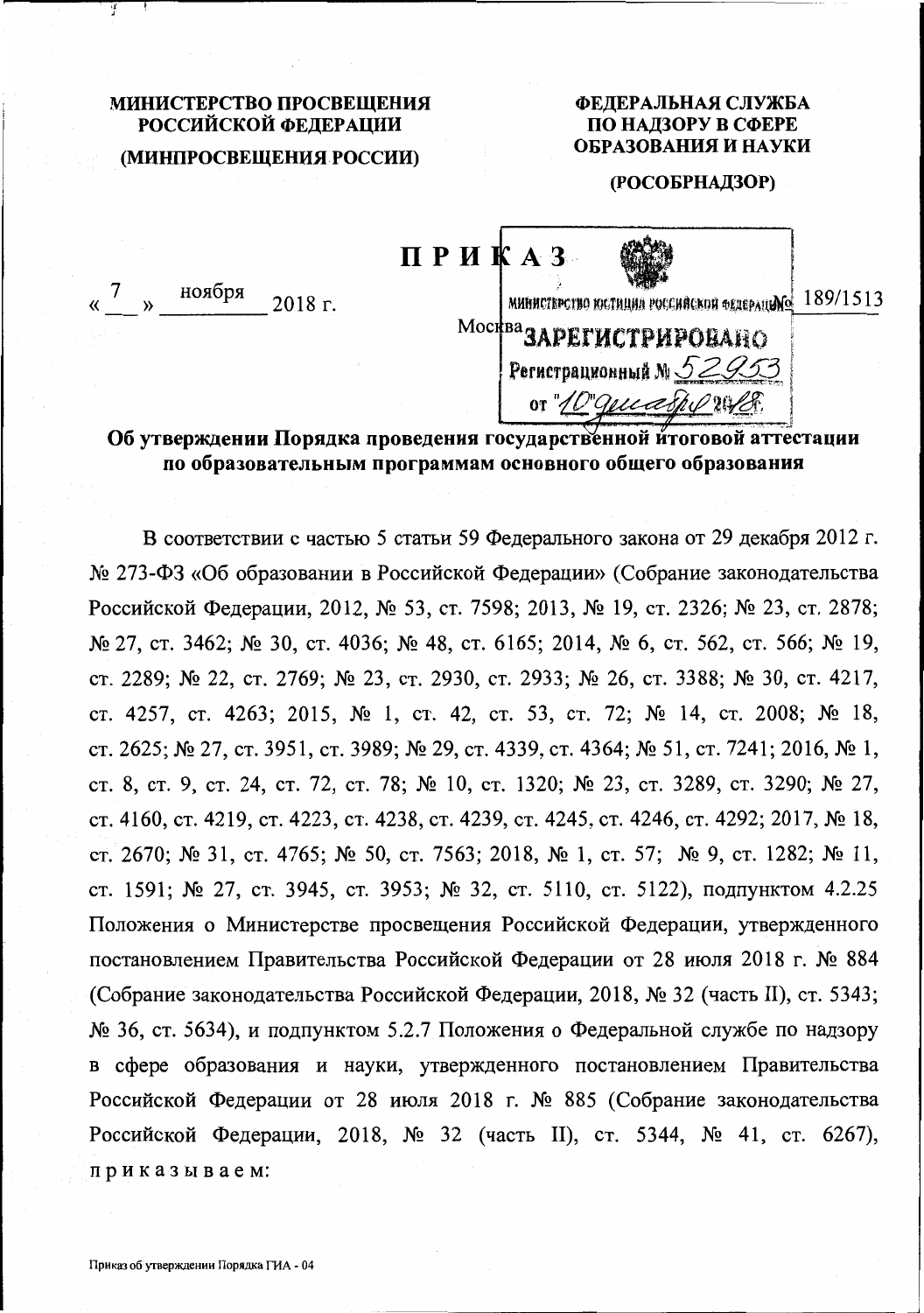**МИНИСТЕРСТВО ПРОСВЕЩЕНИЯ РОССИЙСКОЙ ФЕДЕРАЦИИ (МИНПРОСВЕЩЕНИЯ РОССИИ)**

**ФЕДЕРАЛЬНАЯ СЛУЖБА ПО НАДЗОРУ В СФЕРЕ ОБРАЗОВАНИЯ И НАУКИ (РОСОБРНАДЗОР)**

# ПРИКАЗ

«7» ноября 2018 г. № 189/1513

Москва

МИНИСТЕРСТВО ЮСТИЦИИ РОССИЙСКОЙ ФЕДЕРАЦИИ
ЗАРЕГИСТРИРОВАНО
Регистрационный № 52953
от "10" декабря 2018

**Об утверждении Порядка проведения государственной итоговой аттестации по образовательным программам основного общего образования**

В соответствии с частью 5 статьи 59 Федерального закона от 29 декабря 2012 г. № 273-ФЗ «Об образовании в Российской Федерации» (Собрание законодательства Российской Федерации, 2012, № 53, ст. 7598; 2013, № 19, ст. 2326; № 23, ст. 2878; № 27, ст. 3462; № 30, ст. 4036; № 48, ст. 6165; 2014, № 6, ст. 562, ст. 566; № 19, ст. 2289; № 22, ст. 2769; № 23, ст. 2930, ст. 2933; № 26, ст. 3388; № 30, ст. 4217, ст. 4257, ст. 4263; 2015, № 1, ст. 42, ст. 53, ст. 72; № 14, ст. 2008; № 18, ст. 2625; № 27, ст. 3951, ст. 3989; № 29, ст. 4339, ст. 4364; № 51, ст. 7241; 2016, № 1, ст. 8, ст. 9, ст. 24, ст. 72, ст. 78; № 10, ст. 1320; № 23, ст. 3289, ст. 3290; № 27, ст. 4160, ст. 4219, ст. 4223, ст. 4238, ст. 4239, ст. 4245, ст. 4246, ст. 4292; 2017, № 18, ст. 2670; № 31, ст. 4765; № 50, ст. 7563; 2018, № 1, ст. 57; № 9, ст. 1282; № 11, ст. 1591; № 27, ст. 3945, ст. 3953; № 32, ст. 5110, ст. 5122), подпунктом 4.2.25 Положения о Министерстве просвещения Российской Федерации, утвержденного постановлением Правительства Российской Федерации от 28 июля 2018 г. № 884 (Собрание законодательства Российской Федерации, 2018, № 32 (часть II), ст. 5343; № 36, ст. 5634), и подпунктом 5.2.7 Положения о Федеральной службе по надзору в сфере образования и науки, утвержденного постановлением Правительства Российской Федерации от 28 июля 2018 г. № 885 (Собрание законодательства Российской Федерации, 2018, № 32 (часть II), ст. 5344, № 41, ст. 6267), приказываем:

Приказ об утверждении Порядка ГИА - 04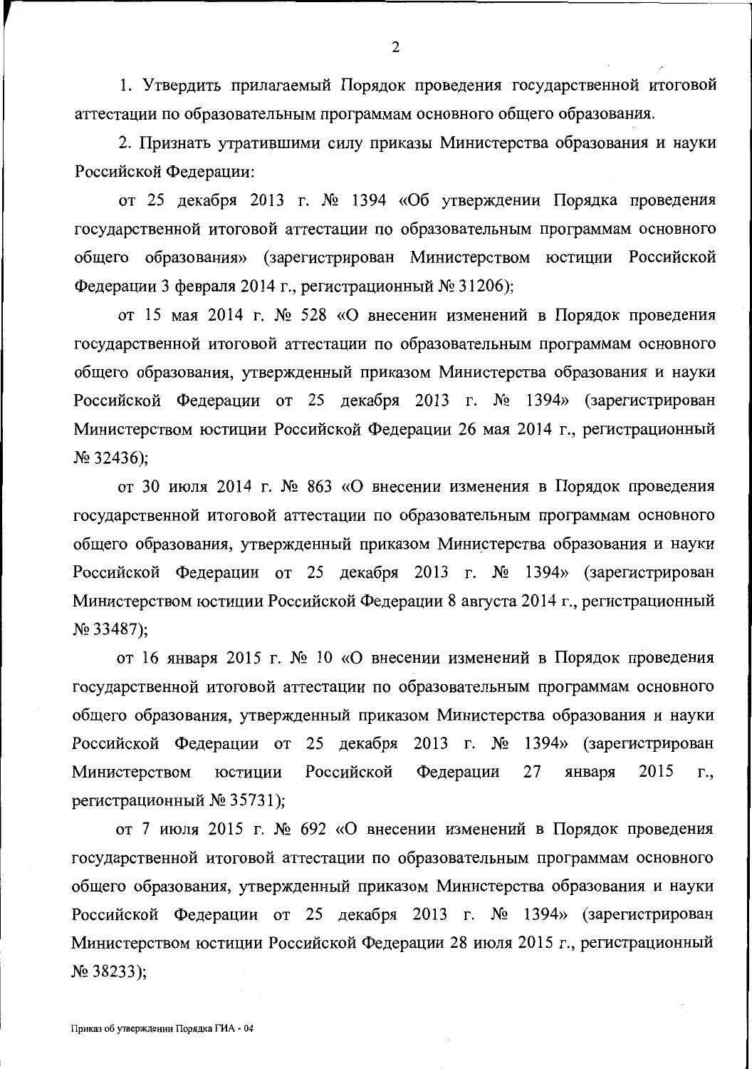1. Утвердить прилагаемый Порядок проведения государственной итоговой аттестации по образовательным программам основного общего образования.

2. Признать утратившими силу приказы Министерства образования и науки Российской Федерации:

от 25 декабря 2013 г. № 1394 «Об утверждении Порядка проведения государственной итоговой аттестации по образовательным программам основного общего образования» (зарегистрирован Министерством юстиции Российской Федерации 3 февраля 2014 г., регистрационный № 31206);

от 15 мая 2014 г. № 528 «О внесении изменений в Порядок проведения государственной итоговой аттестации по образовательным программам основного общего образования, утвержденный приказом Министерства образования и науки Российской Федерации от 25 декабря 2013 г. № 1394» (зарегистрирован Министерством юстиции Российской Федерации 26 мая 2014 г., регистрационный № 32436);

от 30 июля 2014 г. № 863 «О внесении изменения в Порядок проведения государственной итоговой аттестации по образовательным программам основного общего образования, утвержденный приказом Министерства образования и науки Российской Федерации от 25 декабря 2013 г. № 1394» (зарегистрирован Министерством юстиции Российской Федерации 8 августа 2014 г., регистрационный № 33487);

от 16 января 2015 г. № 10 «О внесении изменений в Порядок проведения государственной итоговой аттестации по образовательным программам основного общего образования, утвержденный приказом Министерства образования и науки Российской Федерации от 25 декабря 2013 г. № 1394» (зарегистрирован Министерством юстиции Российской Федерации 27 января 2015 г., регистрационный № 35731);

от 7 июля 2015 г. № 692 «О внесении изменений в Порядок проведения государственной итоговой аттестации по образовательным программам основного общего образования, утвержденный приказом Министерства образования и науки Российской Федерации от 25 декабря 2013 г. № 1394» (зарегистрирован Министерством юстиции Российской Федерации 28 июля 2015 г., регистрационный № 38233);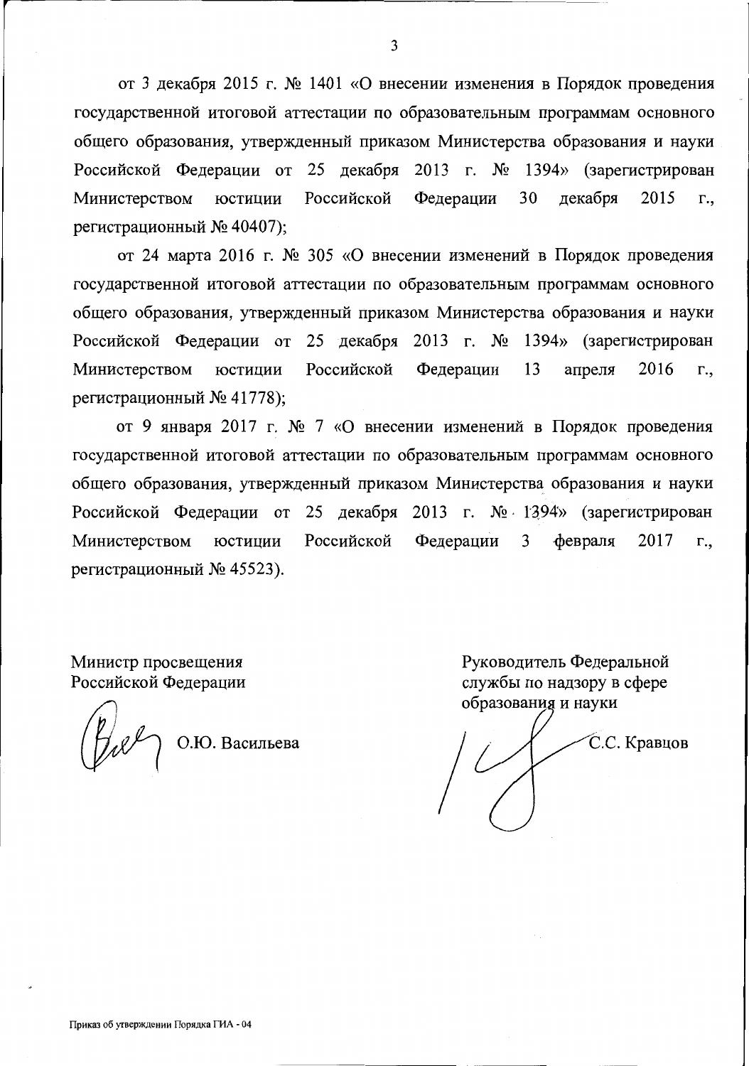от 3 декабря 2015 г. № 1401 «О внесении изменения в Порядок проведения государственной итоговой аттестации по образовательным программам основного общего образования, утвержденный приказом Министерства образования и науки Российской Федерации от 25 декабря 2013 г. № 1394» (зарегистрирован Министерством юстиции Российской Федерации 30 декабря 2015 г., регистрационный № 40407);

от 24 марта 2016 г. № 305 «О внесении изменений в Порядок проведения государственной итоговой аттестации по образовательным программам основного общего образования, утвержденный приказом Министерства образования и науки Российской Федерации от 25 декабря 2013 г. № 1394» (зарегистрирован Министерством юстиции Российской Федерации 13 апреля 2016 г., регистрационный № 41778);

от 9 января 2017 г. № 7 «О внесении изменений в Порядок проведения государственной итоговой аттестации по образовательным программам основного общего образования, утвержденный приказом Министерства образования и науки Российской Федерации от 25 декабря 2013 г. № 1394» (зарегистрирован Министерством юстиции Российской Федерации 3 февраля 2017 г., регистрационный № 45523).

Министр просвещения
Российской Федерации

О.Ю. Васильева

Руководитель Федеральной
службы по надзору в сфере
образования и науки

С.С. Кравцов

Приказ об утверждении Порядка ГИА - 04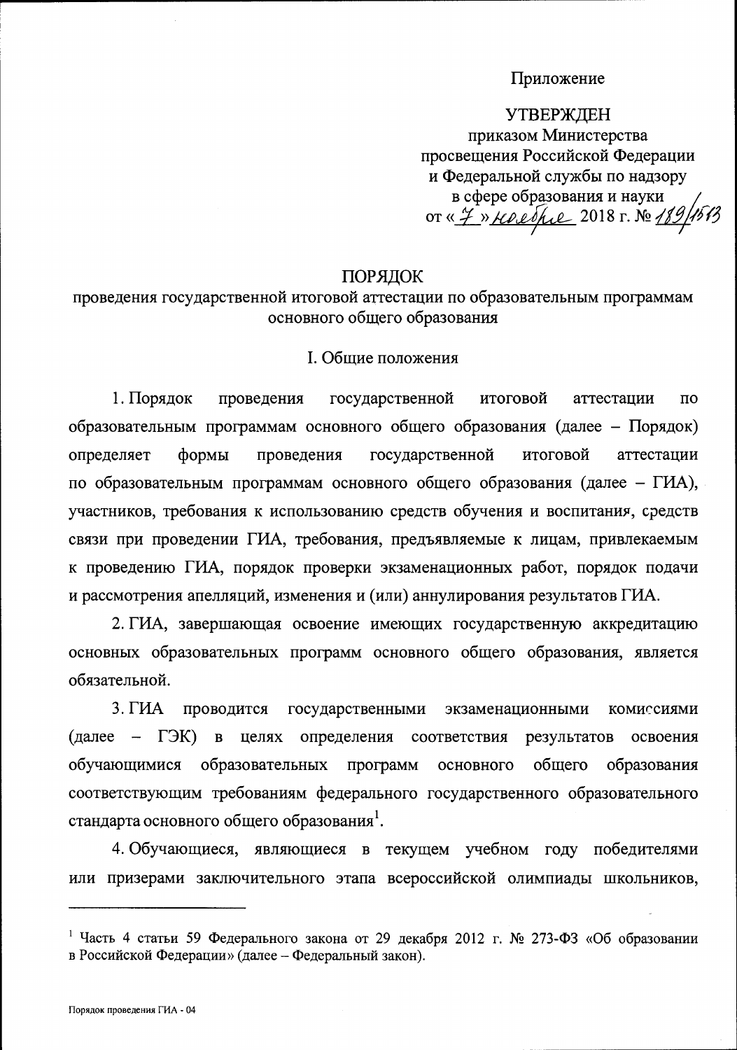Приложение

УТВЕРЖДЕН
приказом Министерства
просвещения Российской Федерации
и Федеральной службы по надзору
в сфере образования и науки
от «7» ноября 2018 г. № 189/1513

# ПОРЯДОК
## проведения государственной итоговой аттестации по образовательным программам основного общего образования

### I. Общие положения

1. Порядок проведения государственной итоговой аттестации по образовательным программам основного общего образования (далее – Порядок) определяет формы проведения государственной итоговой аттестации по образовательным программам основного общего образования (далее – ГИА), участников, требования к использованию средств обучения и воспитания, средств связи при проведении ГИА, требования, предъявляемые к лицам, привлекаемым к проведению ГИА, порядок проверки экзаменационных работ, порядок подачи и рассмотрения апелляций, изменения и (или) аннулирования результатов ГИА.

2. ГИА, завершающая освоение имеющих государственную аккредитацию основных образовательных программ основного общего образования, является обязательной.

3. ГИА проводится государственными экзаменационными комиссиями (далее – ГЭК) в целях определения соответствия результатов освоения обучающимися образовательных программ основного общего образования соответствующим требованиям федерального государственного образовательного стандарта основного общего образования[1].

4. Обучающиеся, являющиеся в текущем учебном году победителями или призерами заключительного этапа всероссийской олимпиады школьников,

---

[1] Часть 4 статьи 59 Федерального закона от 29 декабря 2012 г. № 273-ФЗ «Об образовании в Российской Федерации» (далее – Федеральный закон).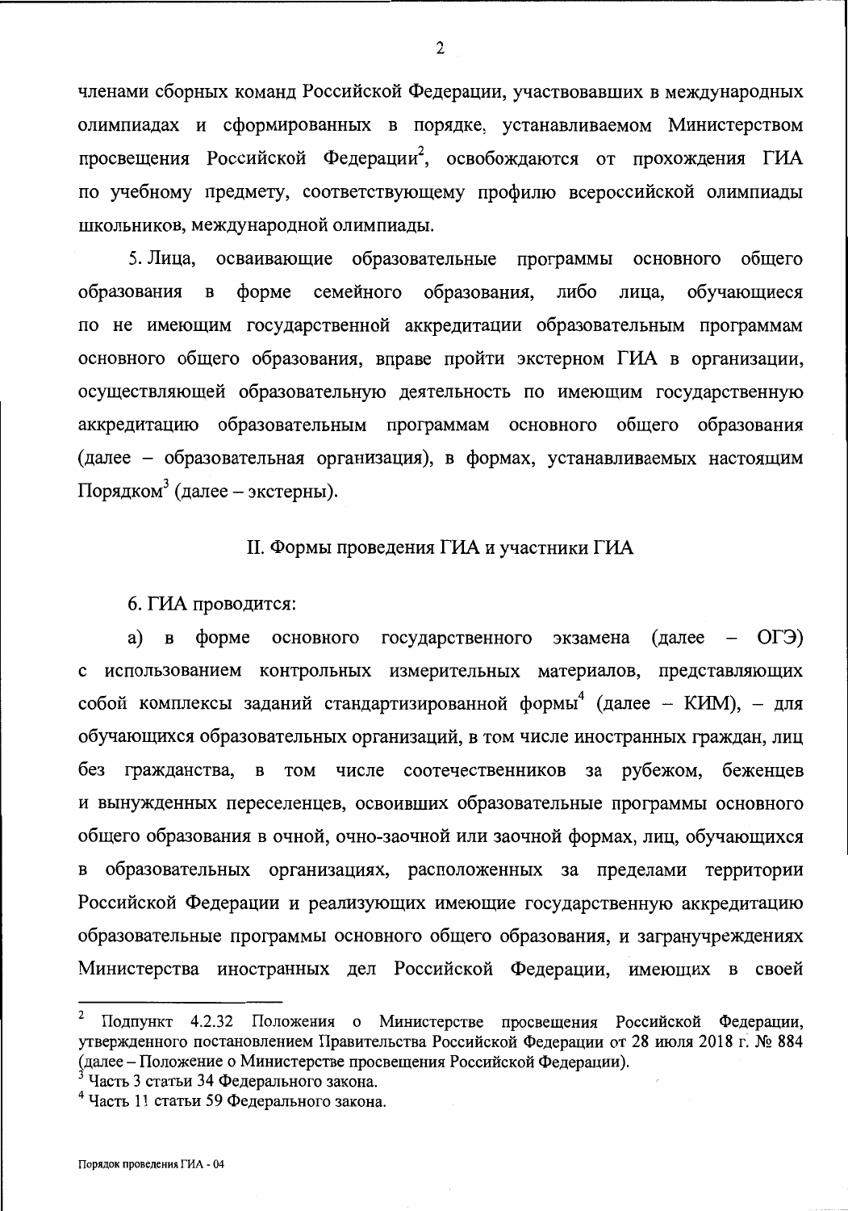членами сборных команд Российской Федерации, участвовавших в международных олимпиадах и сформированных в порядке, устанавливаемом Министерством просвещения Российской Федерации[2], освобождаются от прохождения ГИА по учебному предмету, соответствующему профилю всероссийской олимпиады школьников, международной олимпиады.

5. Лица, осваивающие образовательные программы основного общего образования в форме семейного образования, либо лица, обучающиеся по не имеющим государственной аккредитации образовательным программам основного общего образования, вправе пройти экстерном ГИА в организации, осуществляющей образовательную деятельность по имеющим государственную аккредитацию образовательным программам основного общего образования (далее – образовательная организация), в формах, устанавливаемых настоящим Порядком[3] (далее – экстерны).

## II. Формы проведения ГИА и участники ГИА

6. ГИА проводится:

а) в форме основного государственного экзамена (далее – ОГЭ) с использованием контрольных измерительных материалов, представляющих собой комплексы заданий стандартизированной формы[4] (далее – КИМ), – для обучающихся образовательных организаций, в том числе иностранных граждан, лиц без гражданства, в том числе соотечественников за рубежом, беженцев и вынужденных переселенцев, освоивших образовательные программы основного общего образования в очной, очно-заочной или заочной формах, лиц, обучающихся в образовательных организациях, расположенных за пределами территории Российской Федерации и реализующих имеющие государственную аккредитацию образовательные программы основного общего образования, и загранучреждениях Министерства иностранных дел Российской Федерации, имеющих в своей

---

[2] Подпункт 4.2.32 Положения о Министерстве просвещения Российской Федерации, утвержденного постановлением Правительства Российской Федерации от 28 июля 2018 г. № 884 (далее – Положение о Министерстве просвещения Российской Федерации).

[3] Часть 3 статьи 34 Федерального закона.

[4] Часть 11 статьи 59 Федерального закона.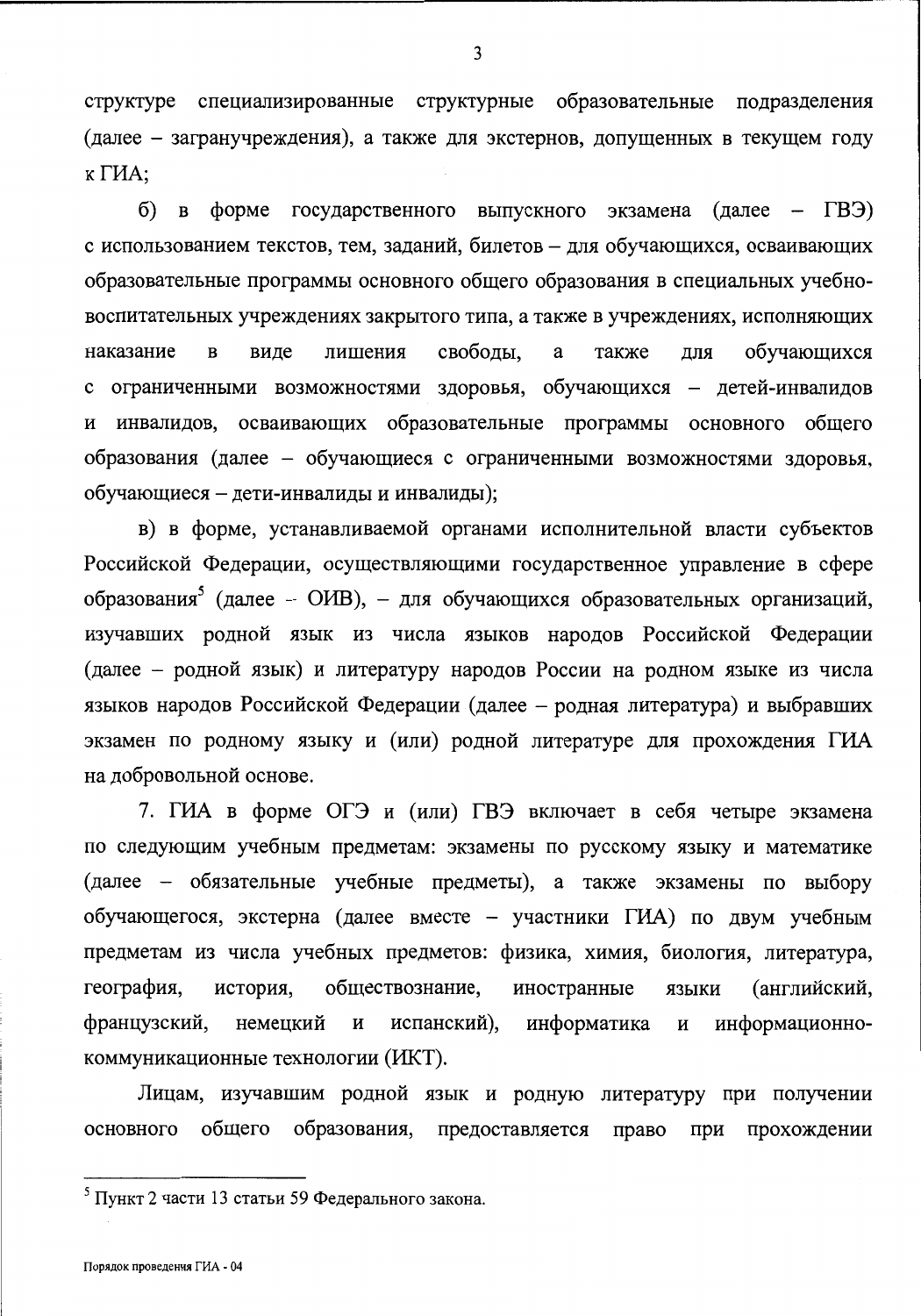структуре специализированные структурные образовательные подразделения (далее – загранучреждения), а также для экстернов, допущенных в текущем году к ГИА;

б) в форме государственного выпускного экзамена (далее – ГВЭ) с использованием текстов, тем, заданий, билетов – для обучающихся, осваивающих образовательные программы основного общего образования в специальных учебно-воспитательных учреждениях закрытого типа, а также в учреждениях, исполняющих наказание в виде лишения свободы, а также для обучающихся с ограниченными возможностями здоровья, обучающихся – детей-инвалидов и инвалидов, осваивающих образовательные программы основного общего образования (далее – обучающиеся с ограниченными возможностями здоровья, обучающиеся – дети-инвалиды и инвалиды);

в) в форме, устанавливаемой органами исполнительной власти субъектов Российской Федерации, осуществляющими государственное управление в сфере образования[5] (далее – ОИВ), – для обучающихся образовательных организаций, изучавших родной язык из числа языков народов Российской Федерации (далее – родной язык) и литературу народов России на родном языке из числа языков народов Российской Федерации (далее – родная литература) и выбравших экзамен по родному языку и (или) родной литературе для прохождения ГИА на добровольной основе.

7. ГИА в форме ОГЭ и (или) ГВЭ включает в себя четыре экзамена по следующим учебным предметам: экзамены по русскому языку и математике (далее – обязательные учебные предметы), а также экзамены по выбору обучающегося, экстерна (далее вместе – участники ГИА) по двум учебным предметам из числа учебных предметов: физика, химия, биология, литература, география, история, обществознание, иностранные языки (английский, французский, немецкий и испанский), информатика и информационно-коммуникационные технологии (ИКТ).

Лицам, изучавшим родной язык и родную литературу при получении основного общего образования, предоставляется право при прохождении

---

[5] Пункт 2 части 13 статьи 59 Федерального закона.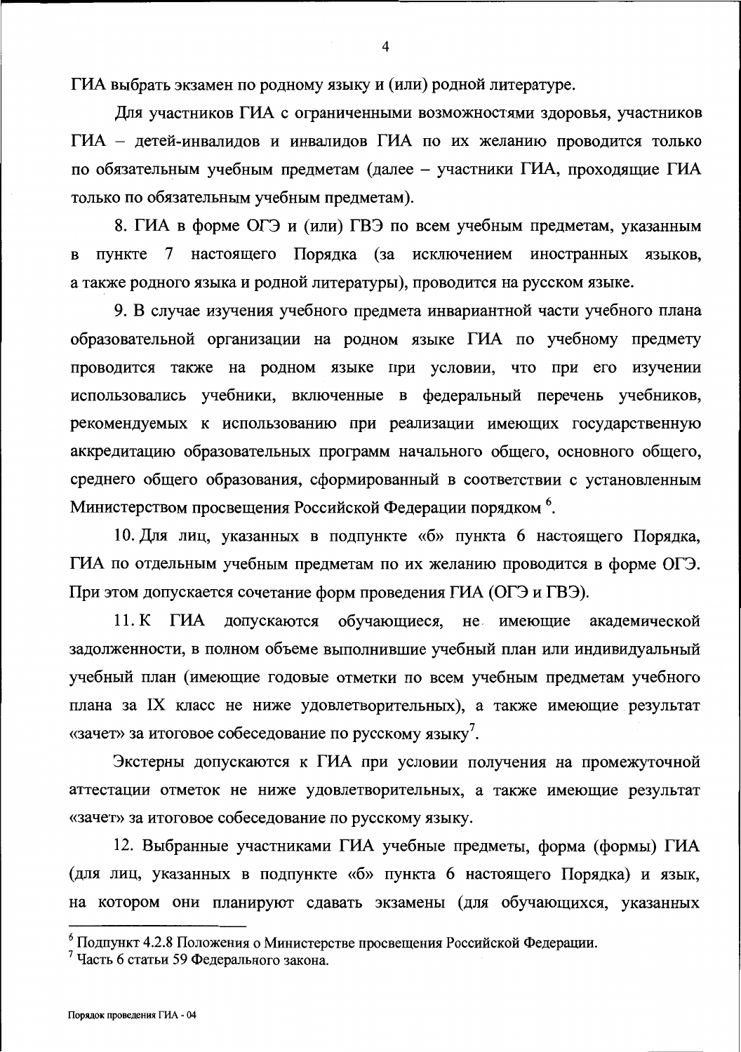ГИА выбрать экзамен по родному языку и (или) родной литературе.

Для участников ГИА с ограниченными возможностями здоровья, участников ГИА – детей-инвалидов и инвалидов ГИА по их желанию проводится только по обязательным учебным предметам (далее – участники ГИА, проходящие ГИА только по обязательным учебным предметам).

8. ГИА в форме ОГЭ и (или) ГВЭ по всем учебным предметам, указанным в пункте 7 настоящего Порядка (за исключением иностранных языков, а также родного языка и родной литературы), проводится на русском языке.

9. В случае изучения учебного предмета инвариантной части учебного плана образовательной организации на родном языке ГИА по учебному предмету проводится также на родном языке при условии, что при его изучении использовались учебники, включенные в федеральный перечень учебников, рекомендуемых к использованию при реализации имеющих государственную аккредитацию образовательных программ начального общего, основного общего, среднего общего образования, сформированный в соответствии с установленным Министерством просвещения Российской Федерации порядком [6].

10. Для лиц, указанных в подпункте «б» пункта 6 настоящего Порядка, ГИА по отдельным учебным предметам по их желанию проводится в форме ОГЭ. При этом допускается сочетание форм проведения ГИА (ОГЭ и ГВЭ).

11. К ГИА допускаются обучающиеся, не имеющие академической задолженности, в полном объеме выполнившие учебный план или индивидуальный учебный план (имеющие годовые отметки по всем учебным предметам учебного плана за IX класс не ниже удовлетворительных), а также имеющие результат «зачет» за итоговое собеседование по русскому языку [7].

Экстерны допускаются к ГИА при условии получения на промежуточной аттестации отметок не ниже удовлетворительных, а также имеющие результат «зачет» за итоговое собеседование по русскому языку.

12. Выбранные участниками ГИА учебные предметы, форма (формы) ГИА (для лиц, указанных в подпункте «б» пункта 6 настоящего Порядка) и язык, на котором они планируют сдавать экзамены (для обучающихся, указанных

---

[6] Подпункт 4.2.8 Положения о Министерстве просвещения Российской Федерации.

[7] Часть 6 статьи 59 Федерального закона.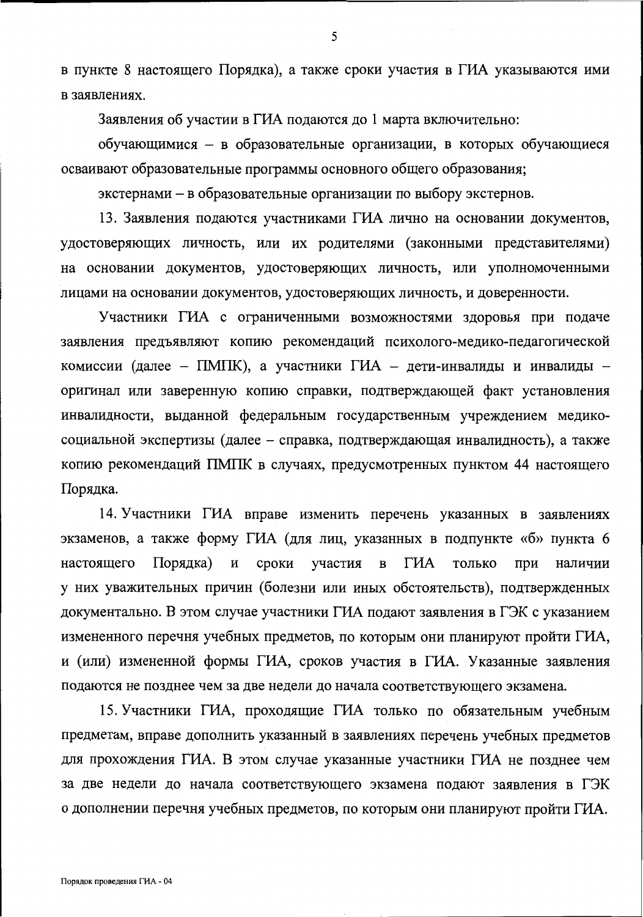в пункте 8 настоящего Порядка), а также сроки участия в ГИА указываются ими в заявлениях.

Заявления об участии в ГИА подаются до 1 марта включительно:

обучающимися – в образовательные организации, в которых обучающиеся осваивают образовательные программы основного общего образования;

экстернами – в образовательные организации по выбору экстернов.

13. Заявления подаются участниками ГИА лично на основании документов, удостоверяющих личность, или их родителями (законными представителями) на основании документов, удостоверяющих личность, или уполномоченными лицами на основании документов, удостоверяющих личность, и доверенности.

Участники ГИА с ограниченными возможностями здоровья при подаче заявления предъявляют копию рекомендаций психолого-медико-педагогической комиссии (далее – ПМПК), а участники ГИА – дети-инвалиды и инвалиды – оригинал или заверенную копию справки, подтверждающей факт установления инвалидности, выданной федеральным государственным учреждением медико-социальной экспертизы (далее – справка, подтверждающая инвалидность), а также копию рекомендаций ПМПК в случаях, предусмотренных пунктом 44 настоящего Порядка.

14. Участники ГИА вправе изменить перечень указанных в заявлениях экзаменов, а также форму ГИА (для лиц, указанных в подпункте «б» пункта 6 настоящего Порядка) и сроки участия в ГИА только при наличии у них уважительных причин (болезни или иных обстоятельств), подтвержденных документально. В этом случае участники ГИА подают заявления в ГЭК с указанием измененного перечня учебных предметов, по которым они планируют пройти ГИА, и (или) измененной формы ГИА, сроков участия в ГИА. Указанные заявления подаются не позднее чем за две недели до начала соответствующего экзамена.

15. Участники ГИА, проходящие ГИА только по обязательным учебным предметам, вправе дополнить указанный в заявлениях перечень учебных предметов для прохождения ГИА. В этом случае указанные участники ГИА не позднее чем за две недели до начала соответствующего экзамена подают заявления в ГЭК о дополнении перечня учебных предметов, по которым они планируют пройти ГИА.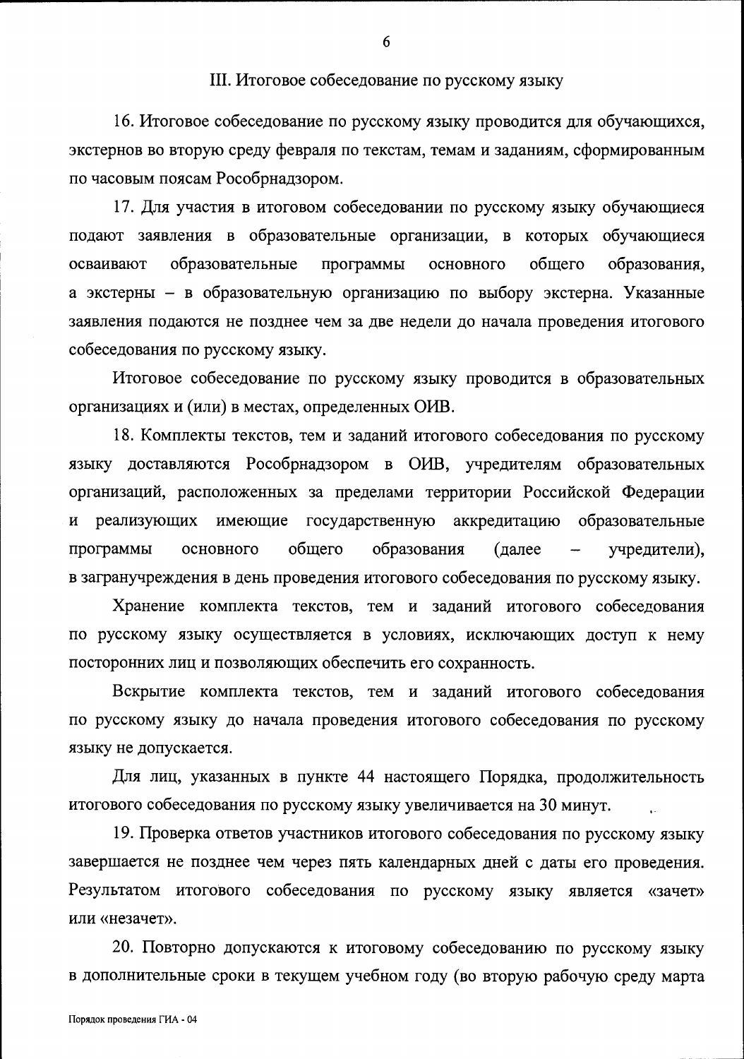## III. Итоговое собеседование по русскому языку

16. Итоговое собеседование по русскому языку проводится для обучающихся, экстернов во вторую среду февраля по текстам, темам и заданиям, сформированным по часовым поясам Рособрнадзором.

17. Для участия в итоговом собеседовании по русскому языку обучающиеся подают заявления в образовательные организации, в которых обучающиеся осваивают образовательные программы основного общего образования, а экстерны – в образовательную организацию по выбору экстерна. Указанные заявления подаются не позднее чем за две недели до начала проведения итогового собеседования по русскому языку.

Итоговое собеседование по русскому языку проводится в образовательных организациях и (или) в местах, определенных ОИВ.

18. Комплекты текстов, тем и заданий итогового собеседования по русскому языку доставляются Рособрнадзором в ОИВ, учредителям образовательных организаций, расположенных за пределами территории Российской Федерации и реализующих имеющие государственную аккредитацию образовательные программы основного общего образования (далее – учредители), в загранучреждения в день проведения итогового собеседования по русскому языку.

Хранение комплекта текстов, тем и заданий итогового собеседования по русскому языку осуществляется в условиях, исключающих доступ к нему посторонних лиц и позволяющих обеспечить его сохранность.

Вскрытие комплекта текстов, тем и заданий итогового собеседования по русскому языку до начала проведения итогового собеседования по русскому языку не допускается.

Для лиц, указанных в пункте 44 настоящего Порядка, продолжительность итогового собеседования по русскому языку увеличивается на 30 минут.

19. Проверка ответов участников итогового собеседования по русскому языку завершается не позднее чем через пять календарных дней с даты его проведения. Результатом итогового собеседования по русскому языку является «зачет» или «незачет».

20. Повторно допускаются к итоговому собеседованию по русскому языку в дополнительные сроки в текущем учебном году (во вторую рабочую среду марта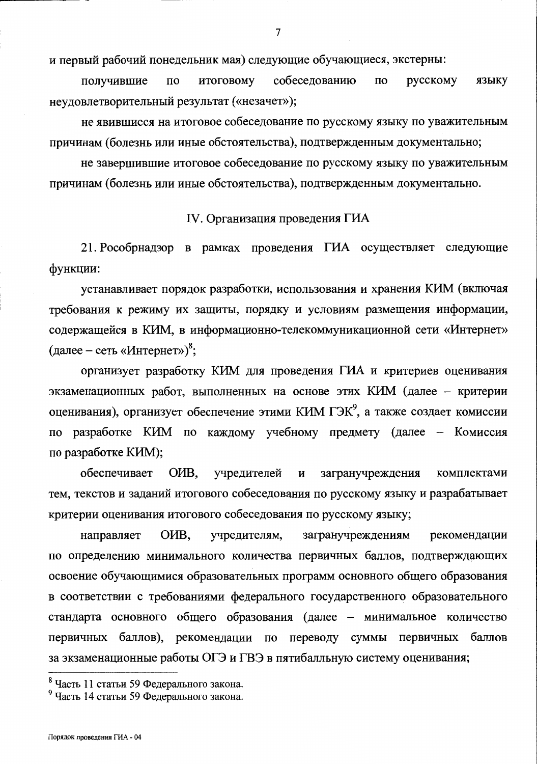и первый рабочий понедельник мая) следующие обучающиеся, экстерны:

получившие по итоговому собеседованию по русскому языку неудовлетворительный результат («незачет»);

не явившиеся на итоговое собеседование по русскому языку по уважительным причинам (болезнь или иные обстоятельства), подтвержденным документально;

не завершившие итоговое собеседование по русскому языку по уважительным причинам (болезнь или иные обстоятельства), подтвержденным документально.

## IV. Организация проведения ГИА

21. Рособрнадзор в рамках проведения ГИА осуществляет следующие функции:

устанавливает порядок разработки, использования и хранения КИМ (включая требования к режиму их защиты, порядку и условиям размещения информации, содержащейся в КИМ, в информационно-телекоммуникационной сети «Интернет» (далее – сеть «Интернет»)[8];

организует разработку КИМ для проведения ГИА и критериев оценивания экзаменационных работ, выполненных на основе этих КИМ (далее – критерии оценивания), организует обеспечение этими КИМ ГЭК[9], а также создает комиссии по разработке КИМ по каждому учебному предмету (далее – Комиссия по разработке КИМ);

обеспечивает ОИВ, учредителей и загранучреждения комплектами тем, текстов и заданий итогового собеседования по русскому языку и разрабатывает критерии оценивания итогового собеседования по русскому языку;

направляет ОИВ, учредителям, загранучреждениям рекомендации по определению минимального количества первичных баллов, подтверждающих освоение обучающимися образовательных программ основного общего образования в соответствии с требованиями федерального государственного образовательного стандарта основного общего образования (далее – минимальное количество первичных баллов), рекомендации по переводу суммы первичных баллов за экзаменационные работы ОГЭ и ГВЭ в пятибалльную систему оценивания;

---

[8] Часть 11 статьи 59 Федерального закона.

[9] Часть 14 статьи 59 Федерального закона.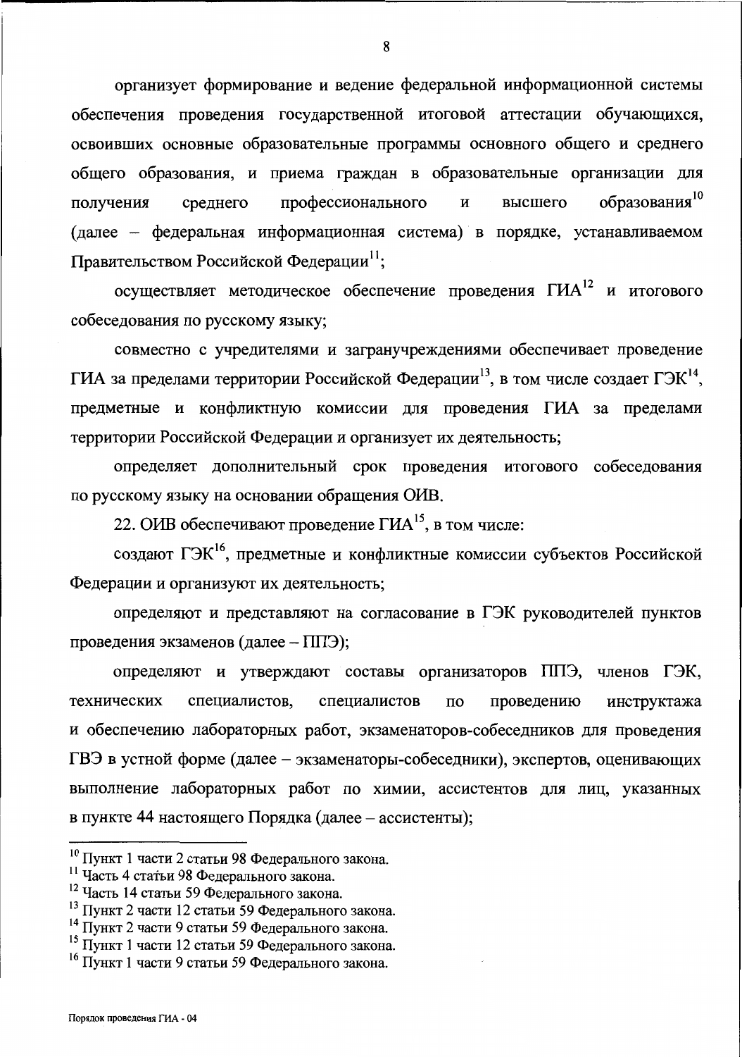организует формирование и ведение федеральной информационной системы обеспечения проведения государственной итоговой аттестации обучающихся, освоивших основные образовательные программы основного общего и среднего общего образования, и приема граждан в образовательные организации для получения среднего профессионального и высшего образования[10] (далее – федеральная информационная система) в порядке, устанавливаемом Правительством Российской Федерации[11];

осуществляет методическое обеспечение проведения ГИА[12] и итогового собеседования по русскому языку;

совместно с учредителями и загранучреждениями обеспечивает проведение ГИА за пределами территории Российской Федерации[13], в том числе создает ГЭК[14], предметные и конфликтную комиссии для проведения ГИА за пределами территории Российской Федерации и организует их деятельность;

определяет дополнительный срок проведения итогового собеседования по русскому языку на основании обращения ОИВ.

22. ОИВ обеспечивают проведение ГИА[15], в том числе:

создают ГЭК[16], предметные и конфликтные комиссии субъектов Российской Федерации и организуют их деятельность;

определяют и представляют на согласование в ГЭК руководителей пунктов проведения экзаменов (далее – ППЭ);

определяют и утверждают составы организаторов ППЭ, членов ГЭК, технических специалистов, специалистов по проведению инструктажа и обеспечению лабораторных работ, экзаменаторов-собеседников для проведения ГВЭ в устной форме (далее – экзаменаторы-собеседники), экспертов, оценивающих выполнение лабораторных работ по химии, ассистентов для лиц, указанных в пункте 44 настоящего Порядка (далее – ассистенты);

---

[10] Пункт 1 части 2 статьи 98 Федерального закона.
[11] Часть 4 статьи 98 Федерального закона.
[12] Часть 14 статьи 59 Федерального закона.
[13] Пункт 2 части 12 статьи 59 Федерального закона.
[14] Пункт 2 части 9 статьи 59 Федерального закона.
[15] Пункт 1 части 12 статьи 59 Федерального закона.
[16] Пункт 1 части 9 статьи 59 Федерального закона.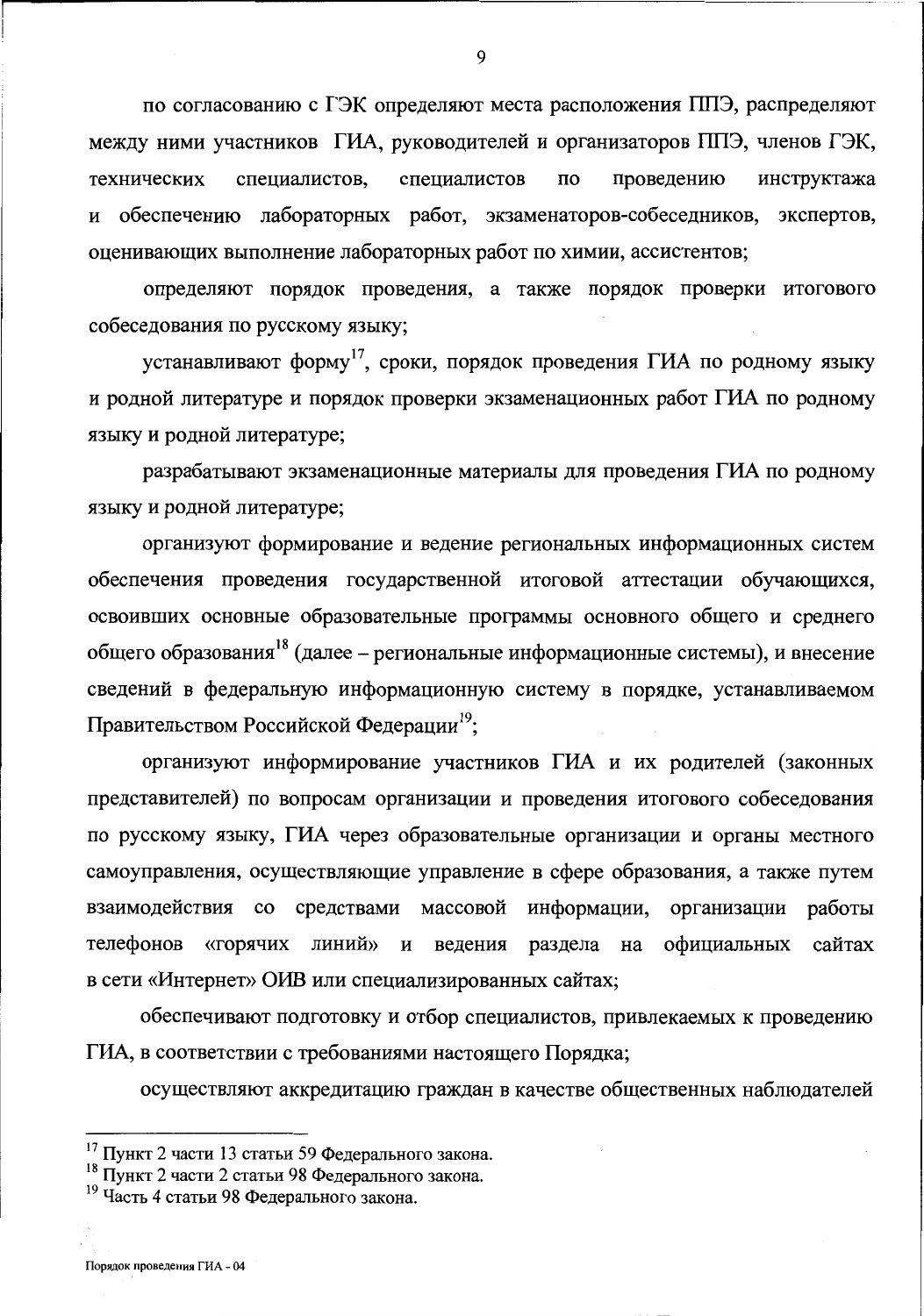по согласованию с ГЭК определяют места расположения ППЭ, распределяют между ними участников ГИА, руководителей и организаторов ППЭ, членов ГЭК, технических специалистов, специалистов по проведению инструктажа и обеспечению лабораторных работ, экзаменаторов-собеседников, экспертов, оценивающих выполнение лабораторных работ по химии, ассистентов;

определяют порядок проведения, а также порядок проверки итогового собеседования по русскому языку;

устанавливают форму[17], сроки, порядок проведения ГИА по родному языку и родной литературе и порядок проверки экзаменационных работ ГИА по родному языку и родной литературе;

разрабатывают экзаменационные материалы для проведения ГИА по родному языку и родной литературе;

организуют формирование и ведение региональных информационных систем обеспечения проведения государственной итоговой аттестации обучающихся, освоивших основные образовательные программы основного общего и среднего общего образования[18] (далее – региональные информационные системы), и внесение сведений в федеральную информационную систему в порядке, устанавливаемом Правительством Российской Федерации[19];

организуют информирование участников ГИА и их родителей (законных представителей) по вопросам организации и проведения итогового собеседования по русскому языку, ГИА через образовательные организации и органы местного самоуправления, осуществляющие управление в сфере образования, а также путем взаимодействия со средствами массовой информации, организации работы телефонов «горячих линий» и ведения раздела на официальных сайтах в сети «Интернет» ОИВ или специализированных сайтах;

обеспечивают подготовку и отбор специалистов, привлекаемых к проведению ГИА, в соответствии с требованиями настоящего Порядка;

осуществляют аккредитацию граждан в качестве общественных наблюдателей

---

[17] Пункт 2 части 13 статьи 59 Федерального закона.

[18] Пункт 2 части 2 статьи 98 Федерального закона.

[19] Часть 4 статьи 98 Федерального закона.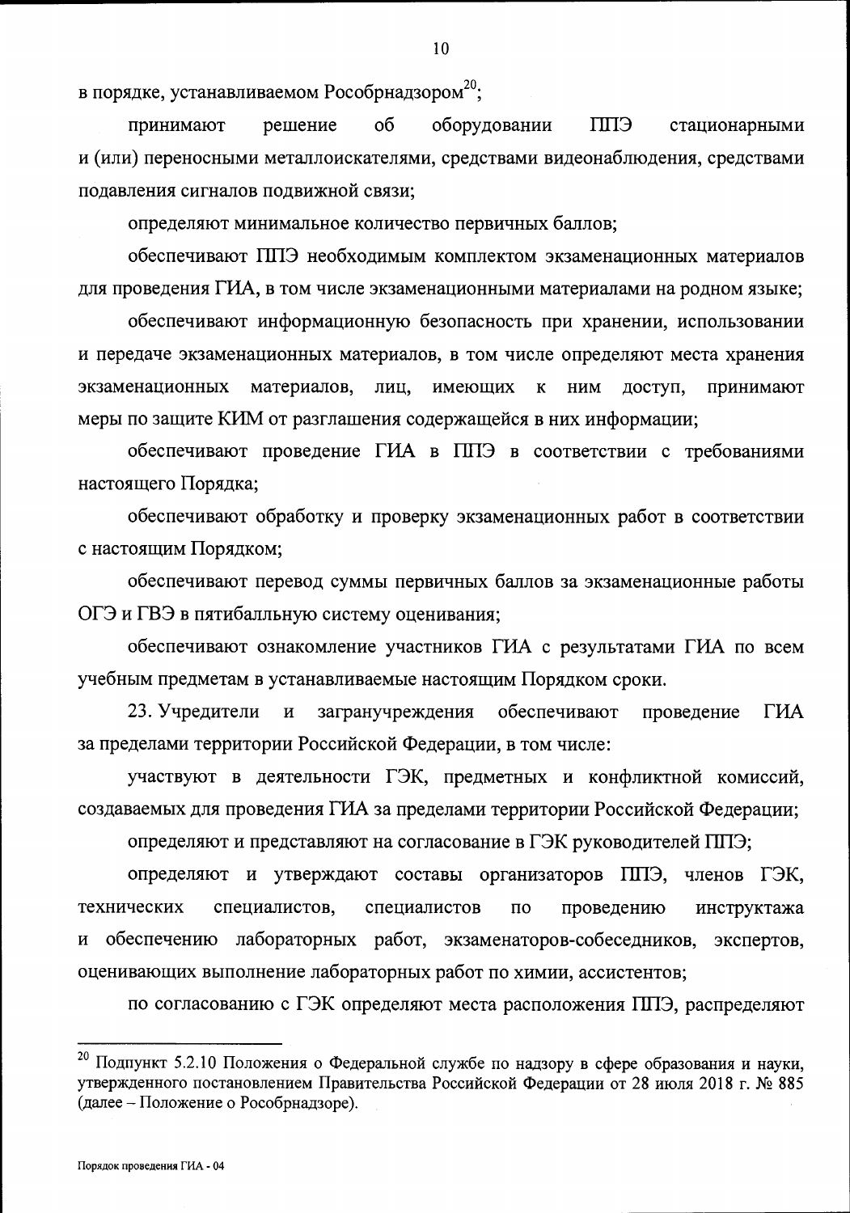в порядке, устанавливаемом Рособрнадзором[20];

принимают решение об оборудовании ППЭ стационарными и (или) переносными металлоискателями, средствами видеонаблюдения, средствами подавления сигналов подвижной связи;

определяют минимальное количество первичных баллов;

обеспечивают ППЭ необходимым комплектом экзаменационных материалов для проведения ГИА, в том числе экзаменационными материалами на родном языке;

обеспечивают информационную безопасность при хранении, использовании и передаче экзаменационных материалов, в том числе определяют места хранения экзаменационных материалов, лиц, имеющих к ним доступ, принимают меры по защите КИМ от разглашения содержащейся в них информации;

обеспечивают проведение ГИА в ППЭ в соответствии с требованиями настоящего Порядка;

обеспечивают обработку и проверку экзаменационных работ в соответствии с настоящим Порядком;

обеспечивают перевод суммы первичных баллов за экзаменационные работы ОГЭ и ГВЭ в пятибалльную систему оценивания;

обеспечивают ознакомление участников ГИА с результатами ГИА по всем учебным предметам в устанавливаемые настоящим Порядком сроки.

23. Учредители и загранучреждения обеспечивают проведение ГИА за пределами территории Российской Федерации, в том числе:

участвуют в деятельности ГЭК, предметных и конфликтной комиссий, создаваемых для проведения ГИА за пределами территории Российской Федерации;

определяют и представляют на согласование в ГЭК руководителей ППЭ;

определяют и утверждают составы организаторов ППЭ, членов ГЭК, технических специалистов, специалистов по проведению инструктажа и обеспечению лабораторных работ, экзаменаторов-собеседников, экспертов, оценивающих выполнение лабораторных работ по химии, ассистентов;

по согласованию с ГЭК определяют места расположения ППЭ, распределяют

---

[20] Подпункт 5.2.10 Положения о Федеральной службе по надзору в сфере образования и науки, утвержденного постановлением Правительства Российской Федерации от 28 июля 2018 г. № 885 (далее – Положение о Рособрнадзоре).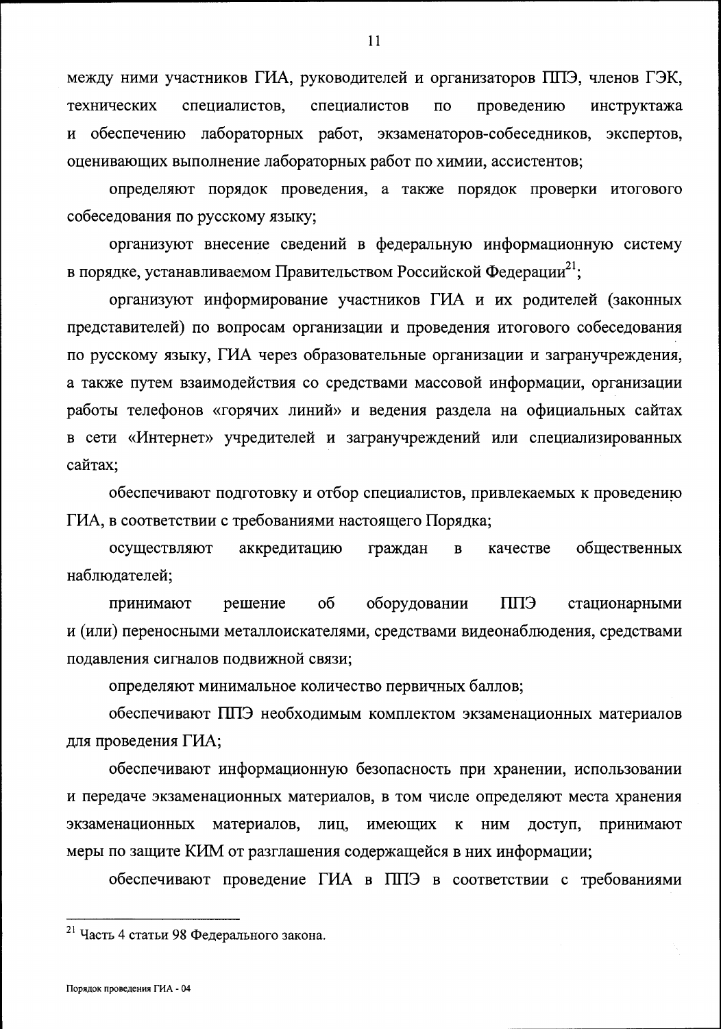между ними участников ГИА, руководителей и организаторов ППЭ, членов ГЭК, технических специалистов, специалистов по проведению инструктажа и обеспечению лабораторных работ, экзаменаторов-собеседников, экспертов, оценивающих выполнение лабораторных работ по химии, ассистентов;

определяют порядок проведения, а также порядок проверки итогового собеседования по русскому языку;

организуют внесение сведений в федеральную информационную систему в порядке, устанавливаемом Правительством Российской Федерации[21];

организуют информирование участников ГИА и их родителей (законных представителей) по вопросам организации и проведения итогового собеседования по русскому языку, ГИА через образовательные организации и загранучреждения, а также путем взаимодействия со средствами массовой информации, организации работы телефонов «горячих линий» и ведения раздела на официальных сайтах в сети «Интернет» учредителей и загранучреждений или специализированных сайтах;

обеспечивают подготовку и отбор специалистов, привлекаемых к проведению ГИА, в соответствии с требованиями настоящего Порядка;

осуществляют аккредитацию граждан в качестве общественных наблюдателей;

принимают решение об оборудовании ППЭ стационарными и (или) переносными металлоискателями, средствами видеонаблюдения, средствами подавления сигналов подвижной связи;

определяют минимальное количество первичных баллов;

обеспечивают ППЭ необходимым комплектом экзаменационных материалов для проведения ГИА;

обеспечивают информационную безопасность при хранении, использовании и передаче экзаменационных материалов, в том числе определяют места хранения экзаменационных материалов, лиц, имеющих к ним доступ, принимают меры по защите КИМ от разглашения содержащейся в них информации;

обеспечивают проведение ГИА в ППЭ в соответствии с требованиями

---

[21] Часть 4 статьи 98 Федерального закона.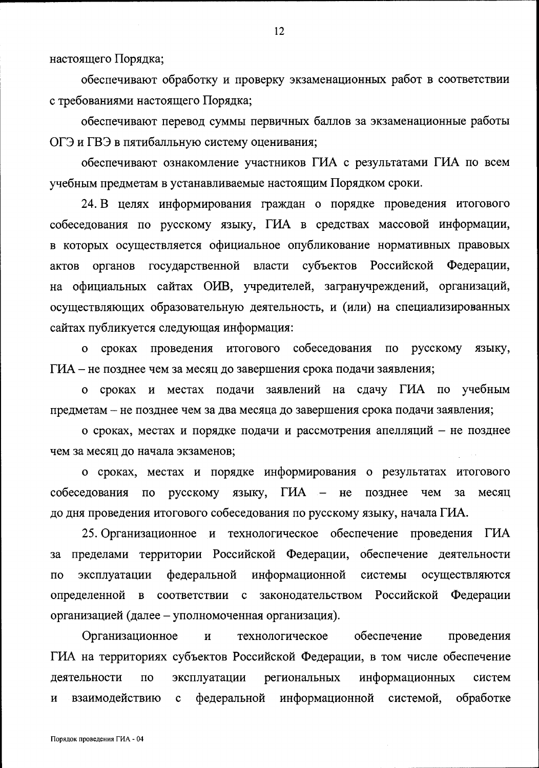настоящего Порядка;

обеспечивают обработку и проверку экзаменационных работ в соответствии с требованиями настоящего Порядка;

обеспечивают перевод суммы первичных баллов за экзаменационные работы ОГЭ и ГВЭ в пятибалльную систему оценивания;

обеспечивают ознакомление участников ГИА с результатами ГИА по всем учебным предметам в устанавливаемые настоящим Порядком сроки.

24. В целях информирования граждан о порядке проведения итогового собеседования по русскому языку, ГИА в средствах массовой информации, в которых осуществляется официальное опубликование нормативных правовых актов органов государственной власти субъектов Российской Федерации, на официальных сайтах ОИВ, учредителей, загранучреждений, организаций, осуществляющих образовательную деятельность, и (или) на специализированных сайтах публикуется следующая информация:

о сроках проведения итогового собеседования по русскому языку, ГИА – не позднее чем за месяц до завершения срока подачи заявления;

о сроках и местах подачи заявлений на сдачу ГИА по учебным предметам – не позднее чем за два месяца до завершения срока подачи заявления;

о сроках, местах и порядке подачи и рассмотрения апелляций – не позднее чем за месяц до начала экзаменов;

о сроках, местах и порядке информирования о результатах итогового собеседования по русскому языку, ГИА – не позднее чем за месяц до дня проведения итогового собеседования по русскому языку, начала ГИА.

25. Организационное и технологическое обеспечение проведения ГИА за пределами территории Российской Федерации, обеспечение деятельности по эксплуатации федеральной информационной системы осуществляются определенной в соответствии с законодательством Российской Федерации организацией (далее – уполномоченная организация).

Организационное и технологическое обеспечение проведения ГИА на территориях субъектов Российской Федерации, в том числе обеспечение деятельности по эксплуатации региональных информационных систем и взаимодействию с федеральной информационной системой, обработке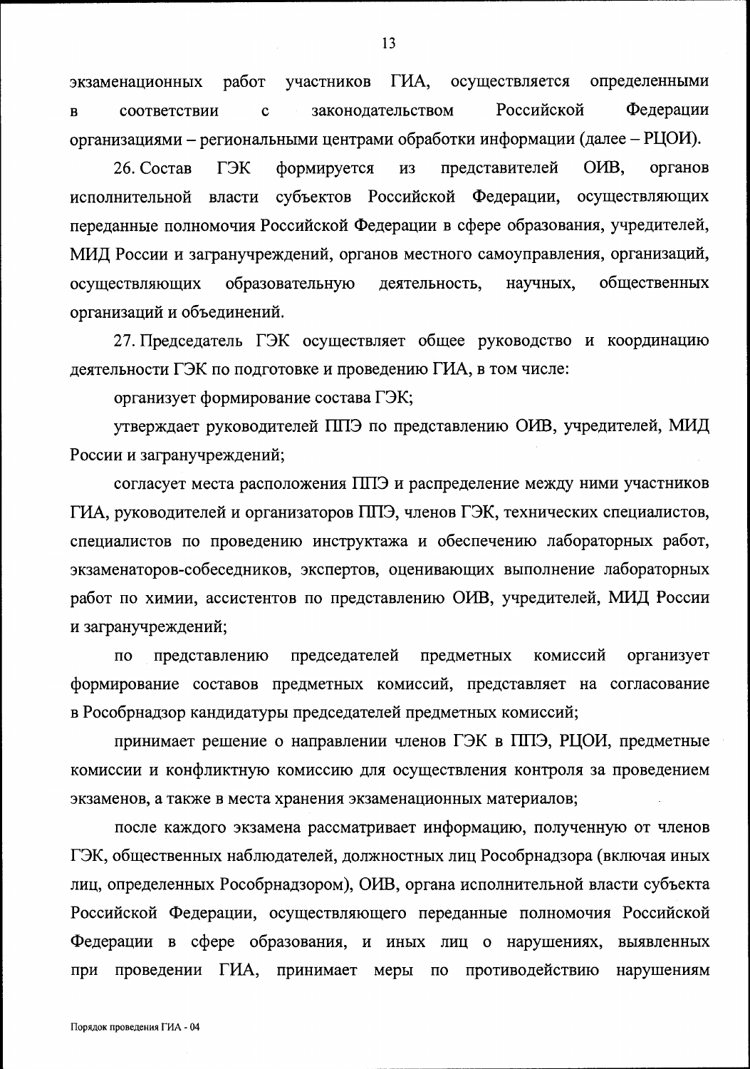экзаменационных работ участников ГИА, осуществляется определенными в соответствии с законодательством Российской Федерации организациями – региональными центрами обработки информации (далее – РЦОИ).

26. Состав ГЭК формируется из представителей ОИВ, органов исполнительной власти субъектов Российской Федерации, осуществляющих переданные полномочия Российской Федерации в сфере образования, учредителей, МИД России и загранучреждений, органов местного самоуправления, организаций, осуществляющих образовательную деятельность, научных, общественных организаций и объединений.

27. Председатель ГЭК осуществляет общее руководство и координацию деятельности ГЭК по подготовке и проведению ГИА, в том числе:

организует формирование состава ГЭК;

утверждает руководителей ППЭ по представлению ОИВ, учредителей, МИД России и загранучреждений;

согласует места расположения ППЭ и распределение между ними участников ГИА, руководителей и организаторов ППЭ, членов ГЭК, технических специалистов, специалистов по проведению инструктажа и обеспечению лабораторных работ, экзаменаторов-собеседников, экспертов, оценивающих выполнение лабораторных работ по химии, ассистентов по представлению ОИВ, учредителей, МИД России и загранучреждений;

по представлению председателей предметных комиссий организует формирование составов предметных комиссий, представляет на согласование в Рособрнадзор кандидатуры председателей предметных комиссий;

принимает решение о направлении членов ГЭК в ППЭ, РЦОИ, предметные комиссии и конфликтную комиссию для осуществления контроля за проведением экзаменов, а также в места хранения экзаменационных материалов;

после каждого экзамена рассматривает информацию, полученную от членов ГЭК, общественных наблюдателей, должностных лиц Рособрнадзора (включая иных лиц, определенных Рособрнадзором), ОИВ, органа исполнительной власти субъекта Российской Федерации, осуществляющего переданные полномочия Российской Федерации в сфере образования, и иных лиц о нарушениях, выявленных при проведении ГИА, принимает меры по противодействию нарушениям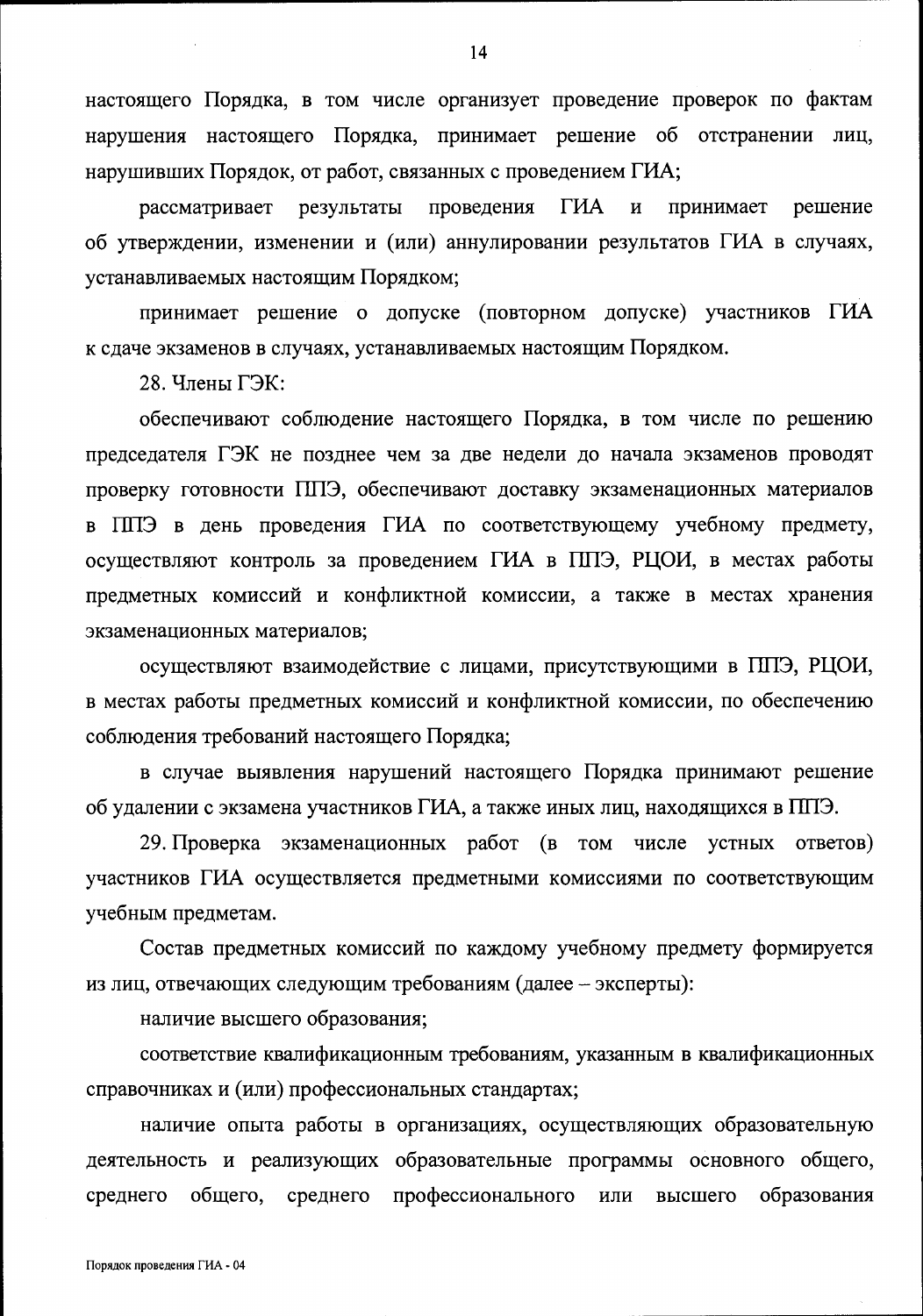настоящего Порядка, в том числе организует проведение проверок по фактам нарушения настоящего Порядка, принимает решение об отстранении лиц, нарушивших Порядок, от работ, связанных с проведением ГИА;

рассматривает результаты проведения ГИА и принимает решение об утверждении, изменении и (или) аннулировании результатов ГИА в случаях, устанавливаемых настоящим Порядком;

принимает решение о допуске (повторном допуске) участников ГИА к сдаче экзаменов в случаях, устанавливаемых настоящим Порядком.

28. Члены ГЭК:

обеспечивают соблюдение настоящего Порядка, в том числе по решению председателя ГЭК не позднее чем за две недели до начала экзаменов проводят проверку готовности ППЭ, обеспечивают доставку экзаменационных материалов в ППЭ в день проведения ГИА по соответствующему учебному предмету, осуществляют контроль за проведением ГИА в ППЭ, РЦОИ, в местах работы предметных комиссий и конфликтной комиссии, а также в местах хранения экзаменационных материалов;

осуществляют взаимодействие с лицами, присутствующими в ППЭ, РЦОИ, в местах работы предметных комиссий и конфликтной комиссии, по обеспечению соблюдения требований настоящего Порядка;

в случае выявления нарушений настоящего Порядка принимают решение об удалении с экзамена участников ГИА, а также иных лиц, находящихся в ППЭ.

29. Проверка экзаменационных работ (в том числе устных ответов) участников ГИА осуществляется предметными комиссиями по соответствующим учебным предметам.

Состав предметных комиссий по каждому учебному предмету формируется из лиц, отвечающих следующим требованиям (далее – эксперты):

наличие высшего образования;

соответствие квалификационным требованиям, указанным в квалификационных справочниках и (или) профессиональных стандартах;

наличие опыта работы в организациях, осуществляющих образовательную деятельность и реализующих образовательные программы основного общего, среднего общего, среднего профессионального или высшего образования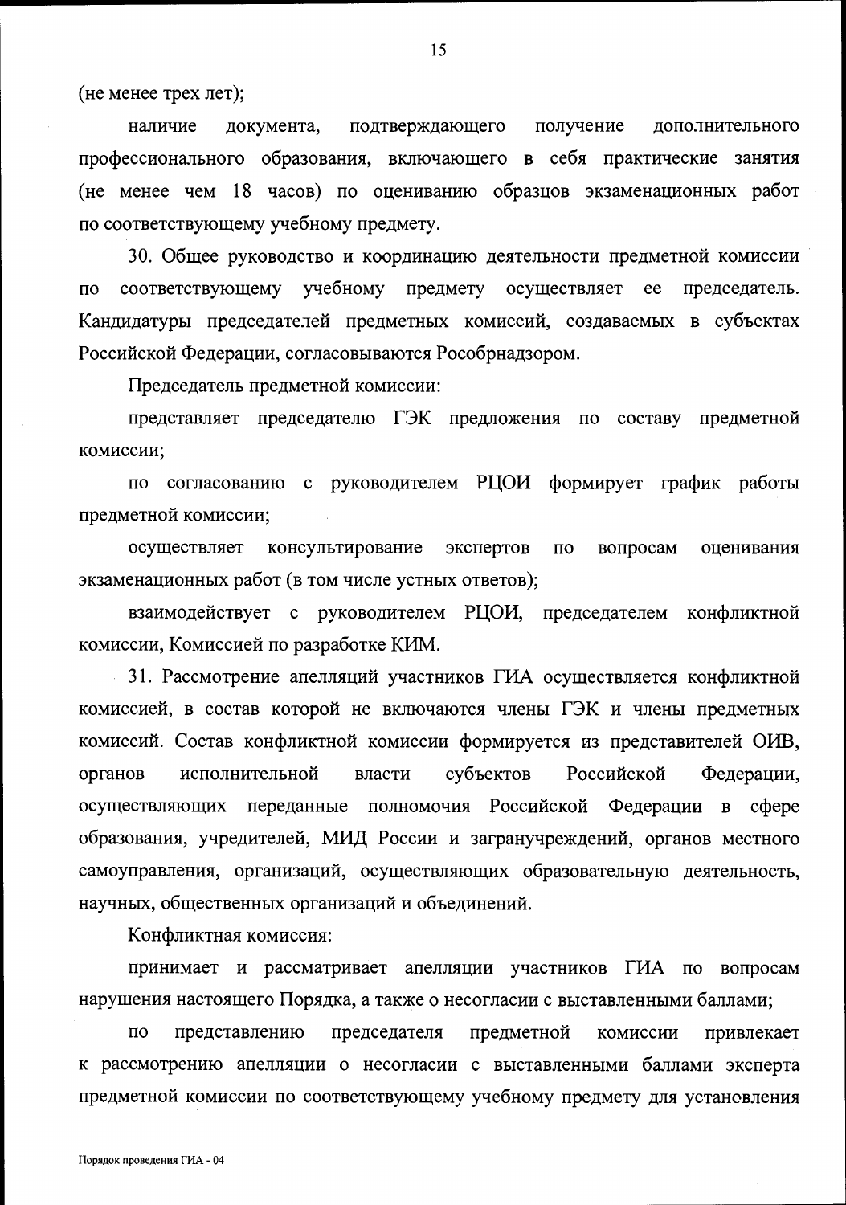(не менее трех лет);

наличие документа, подтверждающего получение дополнительного профессионального образования, включающего в себя практические занятия (не менее чем 18 часов) по оцениванию образцов экзаменационных работ по соответствующему учебному предмету.

30. Общее руководство и координацию деятельности предметной комиссии по соответствующему учебному предмету осуществляет ее председатель. Кандидатуры председателей предметных комиссий, создаваемых в субъектах Российской Федерации, согласовываются Рособрнадзором.

Председатель предметной комиссии:

представляет председателю ГЭК предложения по составу предметной комиссии;

по согласованию с руководителем РЦОИ формирует график работы предметной комиссии;

осуществляет консультирование экспертов по вопросам оценивания экзаменационных работ (в том числе устных ответов);

взаимодействует с руководителем РЦОИ, председателем конфликтной комиссии, Комиссией по разработке КИМ.

31. Рассмотрение апелляций участников ГИА осуществляется конфликтной комиссией, в состав которой не включаются члены ГЭК и члены предметных комиссий. Состав конфликтной комиссии формируется из представителей ОИВ, органов исполнительной власти субъектов Российской Федерации, осуществляющих переданные полномочия Российской Федерации в сфере образования, учредителей, МИД России и загранучреждений, органов местного самоуправления, организаций, осуществляющих образовательную деятельность, научных, общественных организаций и объединений.

Конфликтная комиссия:

принимает и рассматривает апелляции участников ГИА по вопросам нарушения настоящего Порядка, а также о несогласии с выставленными баллами;

по представлению председателя предметной комиссии привлекает к рассмотрению апелляции о несогласии с выставленными баллами эксперта предметной комиссии по соответствующему учебному предмету для установления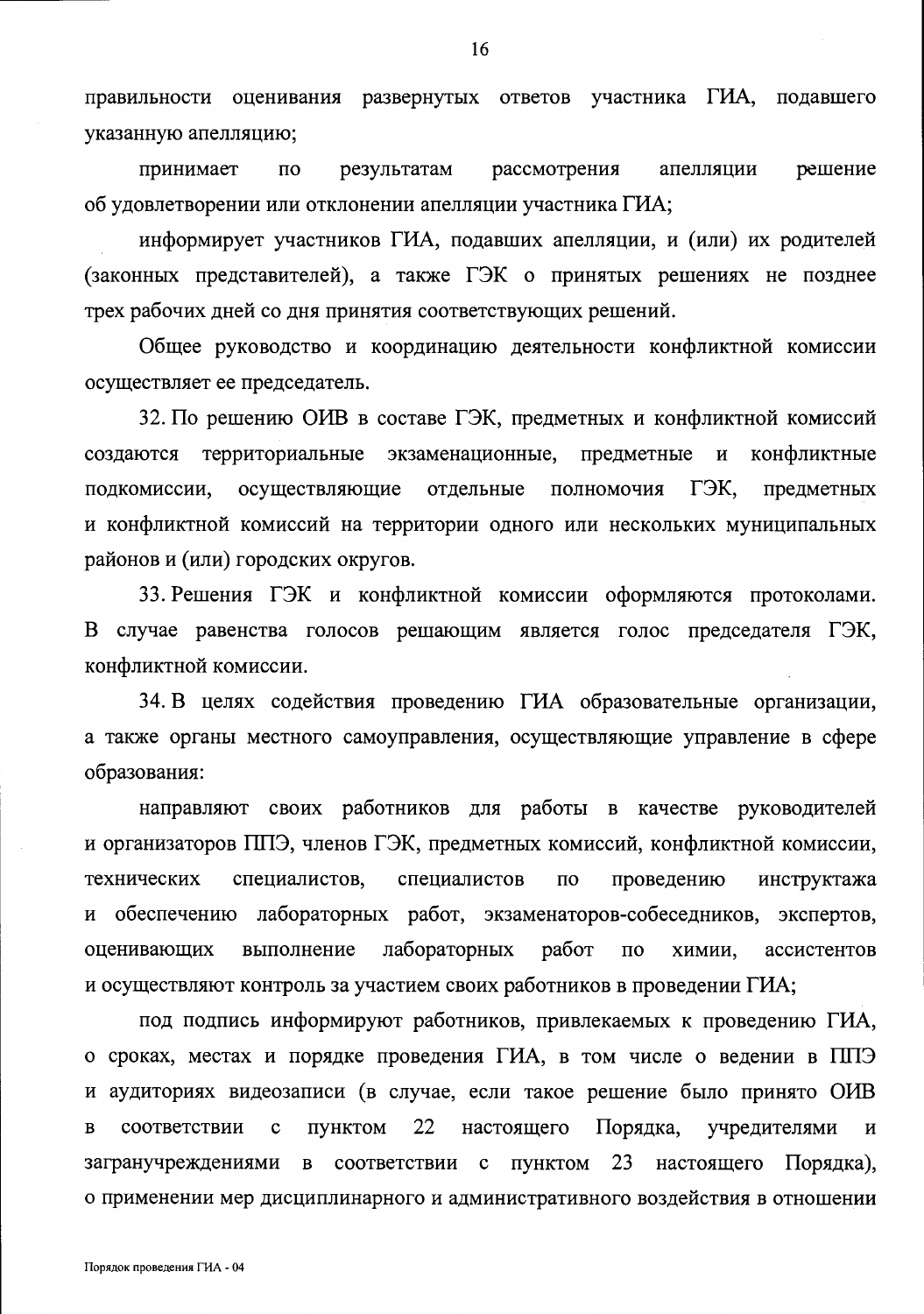правильности оценивания развернутых ответов участника ГИА, подавшего указанную апелляцию;

принимает по результатам рассмотрения апелляции решение об удовлетворении или отклонении апелляции участника ГИА;

информирует участников ГИА, подавших апелляции, и (или) их родителей (законных представителей), а также ГЭК о принятых решениях не позднее трех рабочих дней со дня принятия соответствующих решений.

Общее руководство и координацию деятельности конфликтной комиссии осуществляет ее председатель.

32. По решению ОИВ в составе ГЭК, предметных и конфликтной комиссий создаются территориальные экзаменационные, предметные и конфликтные подкомиссии, осуществляющие отдельные полномочия ГЭК, предметных и конфликтной комиссий на территории одного или нескольких муниципальных районов и (или) городских округов.

33. Решения ГЭК и конфликтной комиссии оформляются протоколами. В случае равенства голосов решающим является голос председателя ГЭК, конфликтной комиссии.

34. В целях содействия проведению ГИА образовательные организации, а также органы местного самоуправления, осуществляющие управление в сфере образования:

направляют своих работников для работы в качестве руководителей и организаторов ППЭ, членов ГЭК, предметных комиссий, конфликтной комиссии, технических специалистов, специалистов по проведению инструктажа и обеспечению лабораторных работ, экзаменаторов-собеседников, экспертов, оценивающих выполнение лабораторных работ по химии, ассистентов и осуществляют контроль за участием своих работников в проведении ГИА;

под подпись информируют работников, привлекаемых к проведению ГИА, о сроках, местах и порядке проведения ГИА, в том числе о ведении в ППЭ и аудиториях видеозаписи (в случае, если такое решение было принято ОИВ в соответствии с пунктом 22 настоящего Порядка, учредителями и загранучреждениями в соответствии с пунктом 23 настоящего Порядка), о применении мер дисциплинарного и административного воздействия в отношении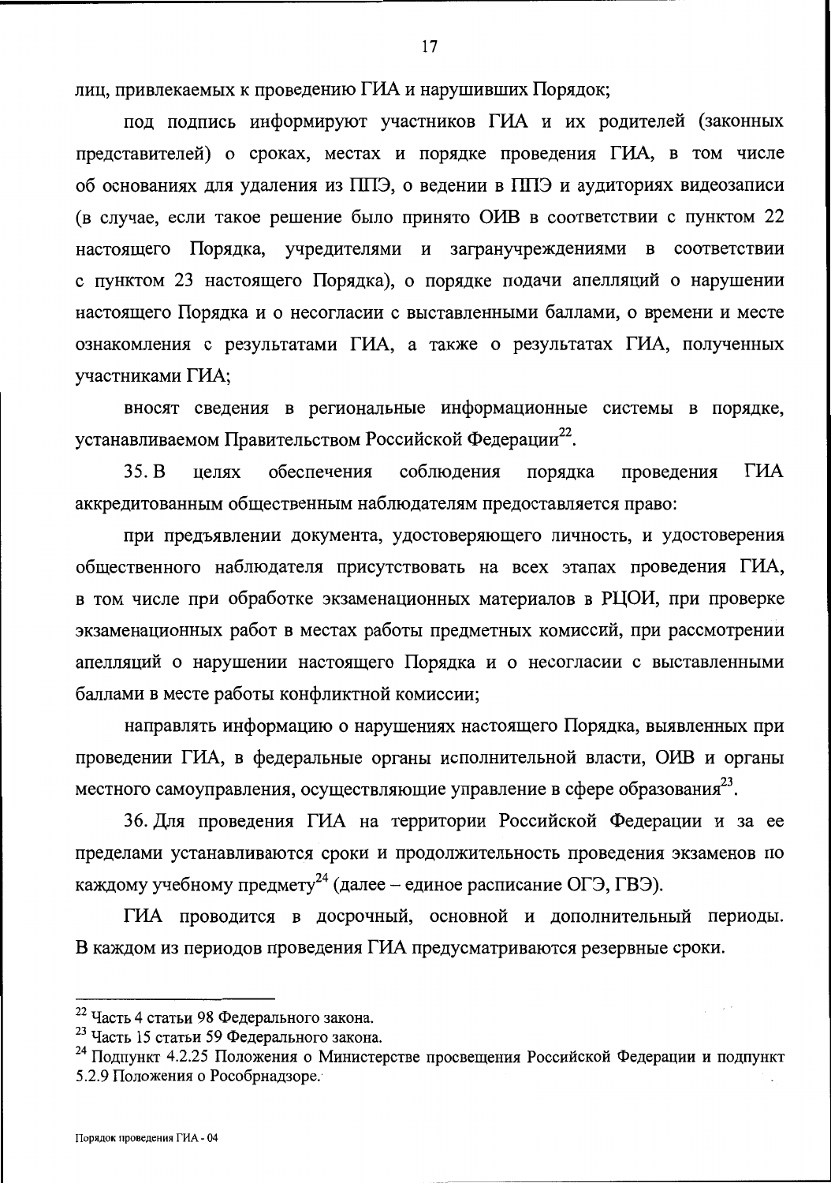лиц, привлекаемых к проведению ГИА и нарушивших Порядок;

под подпись информируют участников ГИА и их родителей (законных представителей) о сроках, местах и порядке проведения ГИА, в том числе об основаниях для удаления из ППЭ, о ведении в ППЭ и аудиториях видеозаписи (в случае, если такое решение было принято ОИВ в соответствии с пунктом 22 настоящего Порядка, учредителями и загранучреждениями в соответствии с пунктом 23 настоящего Порядка), о порядке подачи апелляций о нарушении настоящего Порядка и о несогласии с выставленными баллами, о времени и месте ознакомления с результатами ГИА, а также о результатах ГИА, полученных участниками ГИА;

вносят сведения в региональные информационные системы в порядке, устанавливаемом Правительством Российской Федерации[22].

35. В целях обеспечения соблюдения порядка проведения ГИА аккредитованным общественным наблюдателям предоставляется право:

при предъявлении документа, удостоверяющего личность, и удостоверения общественного наблюдателя присутствовать на всех этапах проведения ГИА, в том числе при обработке экзаменационных материалов в РЦОИ, при проверке экзаменационных работ в местах работы предметных комиссий, при рассмотрении апелляций о нарушении настоящего Порядка и о несогласии с выставленными баллами в месте работы конфликтной комиссии;

направлять информацию о нарушениях настоящего Порядка, выявленных при проведении ГИА, в федеральные органы исполнительной власти, ОИВ и органы местного самоуправления, осуществляющие управление в сфере образования[23].

36. Для проведения ГИА на территории Российской Федерации и за ее пределами устанавливаются сроки и продолжительность проведения экзаменов по каждому учебному предмету[24] (далее – единое расписание ОГЭ, ГВЭ).

ГИА проводится в досрочный, основной и дополнительный периоды. В каждом из периодов проведения ГИА предусматриваются резервные сроки.

---

[22] Часть 4 статьи 98 Федерального закона.

[23] Часть 15 статьи 59 Федерального закона.

[24] Подпункт 4.2.25 Положения о Министерстве просвещения Российской Федерации и подпункт 5.2.9 Положения о Рособрнадзоре.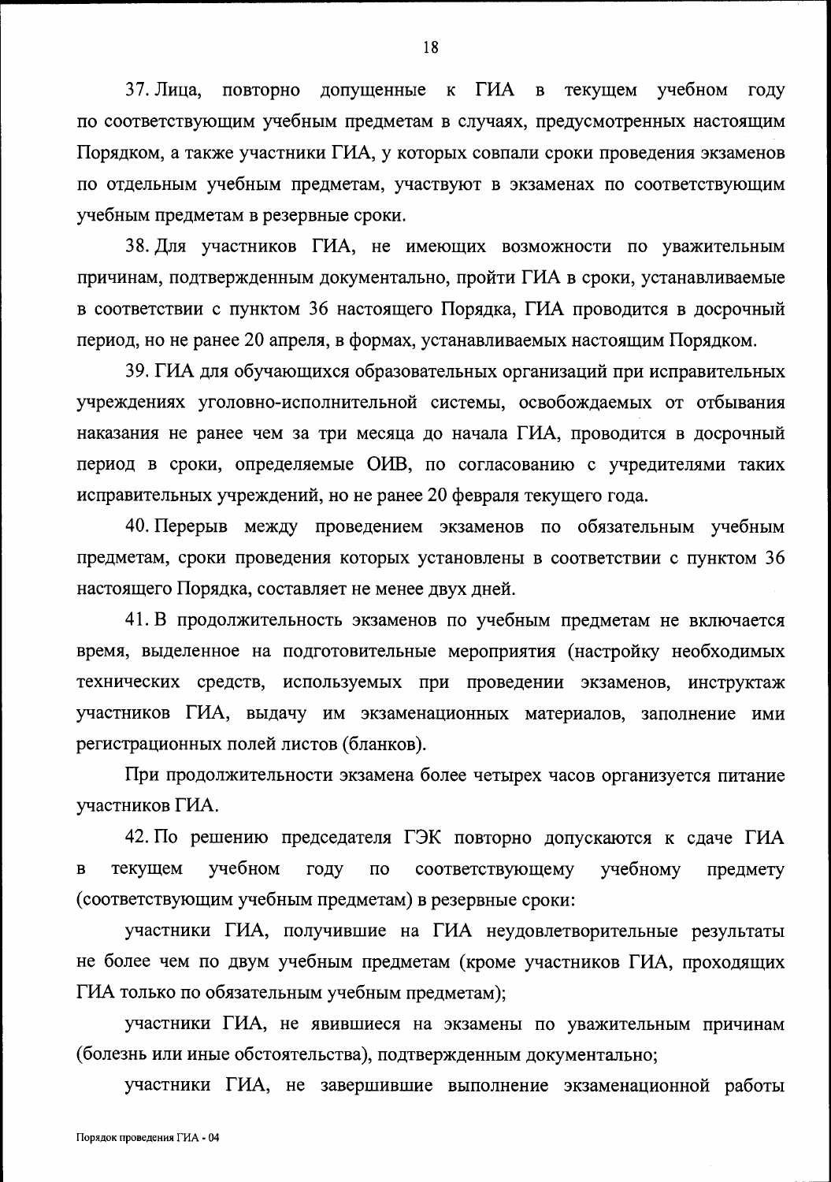37. Лица, повторно допущенные к ГИА в текущем учебном году по соответствующим учебным предметам в случаях, предусмотренных настоящим Порядком, а также участники ГИА, у которых совпали сроки проведения экзаменов по отдельным учебным предметам, участвуют в экзаменах по соответствующим учебным предметам в резервные сроки.

38. Для участников ГИА, не имеющих возможности по уважительным причинам, подтвержденным документально, пройти ГИА в сроки, устанавливаемые в соответствии с пунктом 36 настоящего Порядка, ГИА проводится в досрочный период, но не ранее 20 апреля, в формах, устанавливаемых настоящим Порядком.

39. ГИА для обучающихся образовательных организаций при исправительных учреждениях уголовно-исполнительной системы, освобождаемых от отбывания наказания не ранее чем за три месяца до начала ГИА, проводится в досрочный период в сроки, определяемые ОИВ, по согласованию с учредителями таких исправительных учреждений, но не ранее 20 февраля текущего года.

40. Перерыв между проведением экзаменов по обязательным учебным предметам, сроки проведения которых установлены в соответствии с пунктом 36 настоящего Порядка, составляет не менее двух дней.

41. В продолжительность экзаменов по учебным предметам не включается время, выделенное на подготовительные мероприятия (настройку необходимых технических средств, используемых при проведении экзаменов, инструктаж участников ГИА, выдачу им экзаменационных материалов, заполнение ими регистрационных полей листов (бланков).

При продолжительности экзамена более четырех часов организуется питание участников ГИА.

42. По решению председателя ГЭК повторно допускаются к сдаче ГИА в текущем учебном году по соответствующему учебному предмету (соответствующим учебным предметам) в резервные сроки:

участники ГИА, получившие на ГИА неудовлетворительные результаты не более чем по двум учебным предметам (кроме участников ГИА, проходящих ГИА только по обязательным учебным предметам);

участники ГИА, не явившиеся на экзамены по уважительным причинам (болезнь или иные обстоятельства), подтвержденным документально;

участники ГИА, не завершившие выполнение экзаменационной работы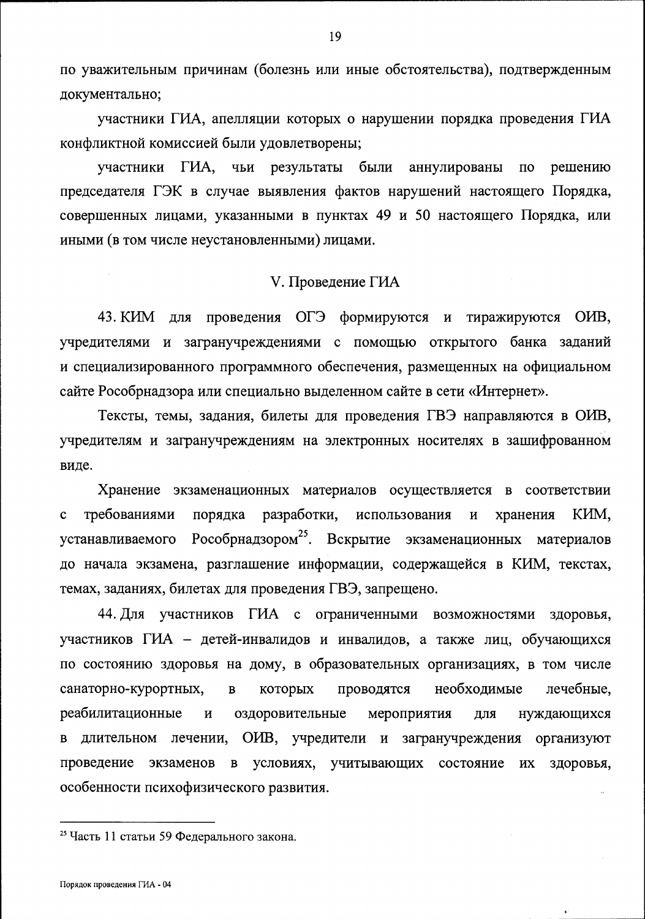по уважительным причинам (болезнь или иные обстоятельства), подтвержденным документально;

участники ГИА, апелляции которых о нарушении порядка проведения ГИА конфликтной комиссией были удовлетворены;

участники ГИА, чьи результаты были аннулированы по решению председателя ГЭК в случае выявления фактов нарушений настоящего Порядка, совершенных лицами, указанными в пунктах 49 и 50 настоящего Порядка, или иными (в том числе неустановленными) лицами.

## V. Проведение ГИА

43. КИМ для проведения ОГЭ формируются и тиражируются ОИВ, учредителями и загранучреждениями с помощью открытого банка заданий и специализированного программного обеспечения, размещенных на официальном сайте Рособрнадзора или специально выделенном сайте в сети «Интернет».

Тексты, темы, задания, билеты для проведения ГВЭ направляются в ОИВ, учредителям и загранучреждениям на электронных носителях в зашифрованном виде.

Хранение экзаменационных материалов осуществляется в соответствии с требованиями порядка разработки, использования и хранения КИМ, устанавливаемого Рособрнадзором[25]. Вскрытие экзаменационных материалов до начала экзамена, разглашение информации, содержащейся в КИМ, текстах, темах, заданиях, билетах для проведения ГВЭ, запрещено.

44. Для участников ГИА с ограниченными возможностями здоровья, участников ГИА – детей-инвалидов и инвалидов, а также лиц, обучающихся по состоянию здоровья на дому, в образовательных организациях, в том числе санаторно-курортных, в которых проводятся необходимые лечебные, реабилитационные и оздоровительные мероприятия для нуждающихся в длительном лечении, ОИВ, учредители и загранучреждения организуют проведение экзаменов в условиях, учитывающих состояние их здоровья, особенности психофизического развития.

---

[25] Часть 11 статьи 59 Федерального закона.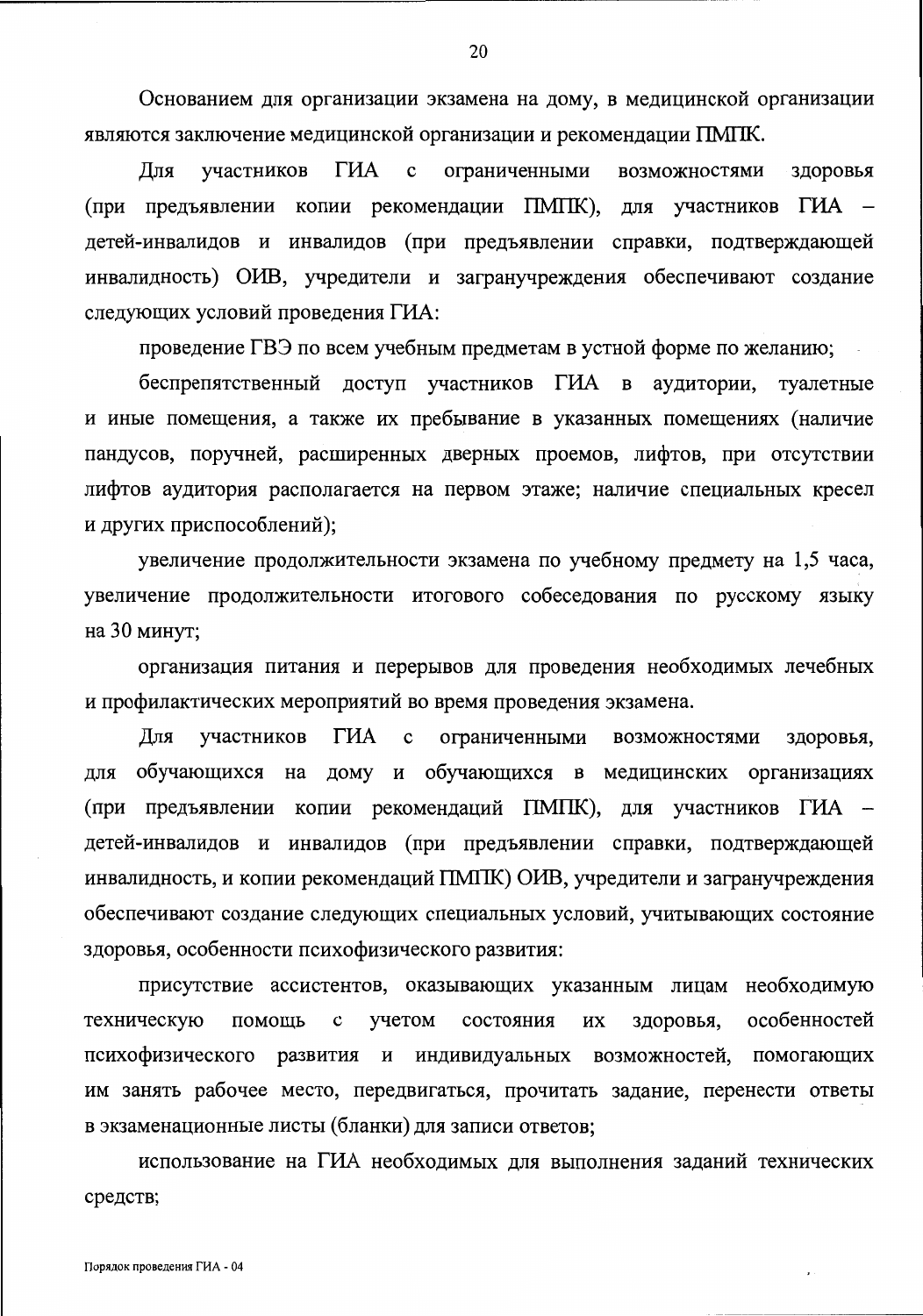Основанием для организации экзамена на дому, в медицинской организации являются заключение медицинской организации и рекомендации ПМПК.

Для участников ГИА с ограниченными возможностями здоровья (при предъявлении копии рекомендации ПМПК), для участников ГИА – детей-инвалидов и инвалидов (при предъявлении справки, подтверждающей инвалидность) ОИВ, учредители и загранучреждения обеспечивают создание следующих условий проведения ГИА:

проведение ГВЭ по всем учебным предметам в устной форме по желанию;

беспрепятственный доступ участников ГИА в аудитории, туалетные и иные помещения, а также их пребывание в указанных помещениях (наличие пандусов, поручней, расширенных дверных проемов, лифтов, при отсутствии лифтов аудитория располагается на первом этаже; наличие специальных кресел и других приспособлений);

увеличение продолжительности экзамена по учебному предмету на 1,5 часа, увеличение продолжительности итогового собеседования по русскому языку на 30 минут;

организация питания и перерывов для проведения необходимых лечебных и профилактических мероприятий во время проведения экзамена.

Для участников ГИА с ограниченными возможностями здоровья, для обучающихся на дому и обучающихся в медицинских организациях (при предъявлении копии рекомендаций ПМПК), для участников ГИА – детей-инвалидов и инвалидов (при предъявлении справки, подтверждающей инвалидность, и копии рекомендаций ПМПК) ОИВ, учредители и загранучреждения обеспечивают создание следующих специальных условий, учитывающих состояние здоровья, особенности психофизического развития:

присутствие ассистентов, оказывающих указанным лицам необходимую техническую помощь с учетом состояния их здоровья, особенностей психофизического развития и индивидуальных возможностей, помогающих им занять рабочее место, передвигаться, прочитать задание, перенести ответы в экзаменационные листы (бланки) для записи ответов;

использование на ГИА необходимых для выполнения заданий технических средств;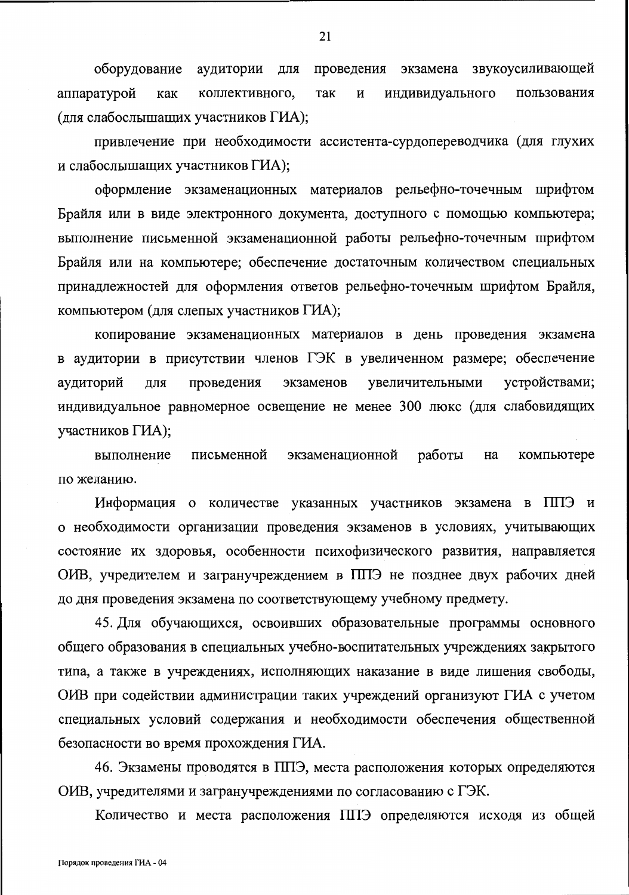оборудование аудитории для проведения экзамена звукоусиливающей аппаратурой как коллективного, так и индивидуального пользования (для слабослышащих участников ГИА);

привлечение при необходимости ассистента-сурдопереводчика (для глухих и слабослышащих участников ГИА);

оформление экзаменационных материалов рельефно-точечным шрифтом Брайля или в виде электронного документа, доступного с помощью компьютера; выполнение письменной экзаменационной работы рельефно-точечным шрифтом Брайля или на компьютере; обеспечение достаточным количеством специальных принадлежностей для оформления ответов рельефно-точечным шрифтом Брайля, компьютером (для слепых участников ГИА);

копирование экзаменационных материалов в день проведения экзамена в аудитории в присутствии членов ГЭК в увеличенном размере; обеспечение аудиторий для проведения экзаменов увеличительными устройствами; индивидуальное равномерное освещение не менее 300 люкс (для слабовидящих участников ГИА);

выполнение письменной экзаменационной работы на компьютере по желанию.

Информация о количестве указанных участников экзамена в ППЭ и о необходимости организации проведения экзаменов в условиях, учитывающих состояние их здоровья, особенности психофизического развития, направляется ОИВ, учредителем и загранучреждением в ППЭ не позднее двух рабочих дней до дня проведения экзамена по соответствующему учебному предмету.

45. Для обучающихся, освоивших образовательные программы основного общего образования в специальных учебно-воспитательных учреждениях закрытого типа, а также в учреждениях, исполняющих наказание в виде лишения свободы, ОИВ при содействии администрации таких учреждений организуют ГИА с учетом специальных условий содержания и необходимости обеспечения общественной безопасности во время прохождения ГИА.

46. Экзамены проводятся в ППЭ, места расположения которых определяются ОИВ, учредителями и загранучреждениями по согласованию с ГЭК.

Количество и места расположения ППЭ определяются исходя из общей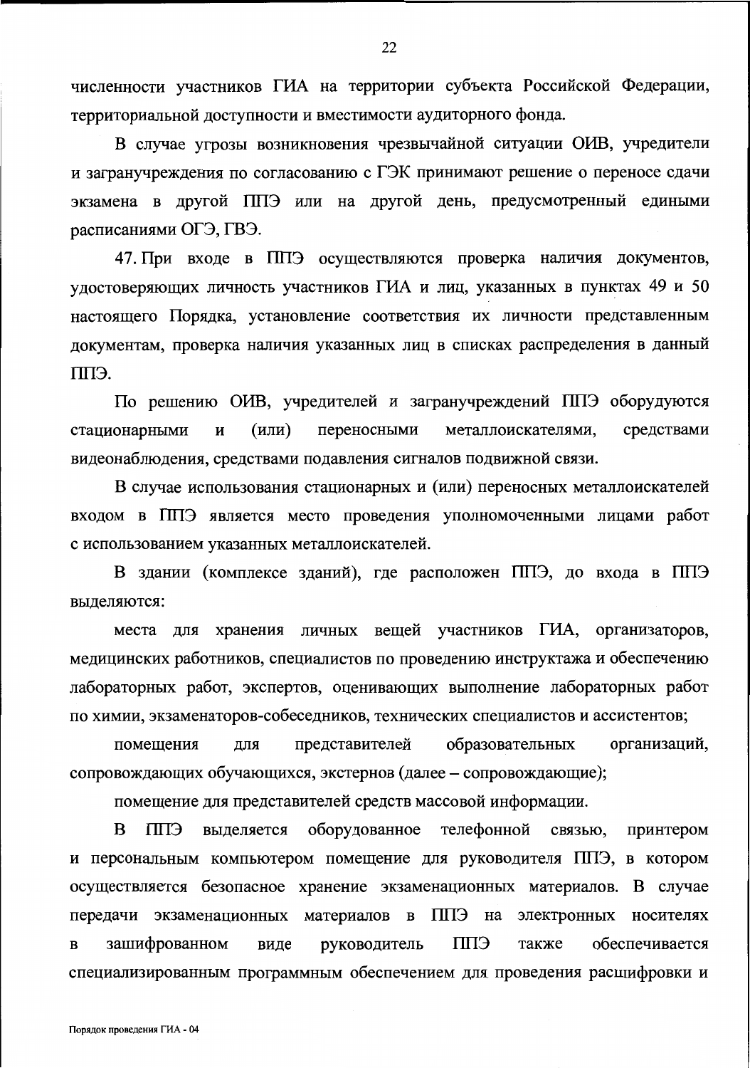численности участников ГИА на территории субъекта Российской Федерации, территориальной доступности и вместимости аудиторного фонда.

В случае угрозы возникновения чрезвычайной ситуации ОИВ, учредители и загранучреждения по согласованию с ГЭК принимают решение о переносе сдачи экзамена в другой ППЭ или на другой день, предусмотренный едиными расписаниями ОГЭ, ГВЭ.

47. При входе в ППЭ осуществляются проверка наличия документов, удостоверяющих личность участников ГИА и лиц, указанных в пунктах 49 и 50 настоящего Порядка, установление соответствия их личности представленным документам, проверка наличия указанных лиц в списках распределения в данный ППЭ.

По решению ОИВ, учредителей и загранучреждений ППЭ оборудуются стационарными и (или) переносными металлоискателями, средствами видеонаблюдения, средствами подавления сигналов подвижной связи.

В случае использования стационарных и (или) переносных металлоискателей входом в ППЭ является место проведения уполномоченными лицами работ с использованием указанных металлоискателей.

В здании (комплексе зданий), где расположен ППЭ, до входа в ППЭ выделяются:

места для хранения личных вещей участников ГИА, организаторов, медицинских работников, специалистов по проведению инструктажа и обеспечению лабораторных работ, экспертов, оценивающих выполнение лабораторных работ по химии, экзаменаторов-собеседников, технических специалистов и ассистентов;

помещения для представителей образовательных организаций, сопровождающих обучающихся, экстернов (далее – сопровождающие);

помещение для представителей средств массовой информации.

В ППЭ выделяется оборудованное телефонной связью, принтером и персональным компьютером помещение для руководителя ППЭ, в котором осуществляется безопасное хранение экзаменационных материалов. В случае передачи экзаменационных материалов в ППЭ на электронных носителях в зашифрованном виде руководитель ППЭ также обеспечивается специализированным программным обеспечением для проведения расшифровки и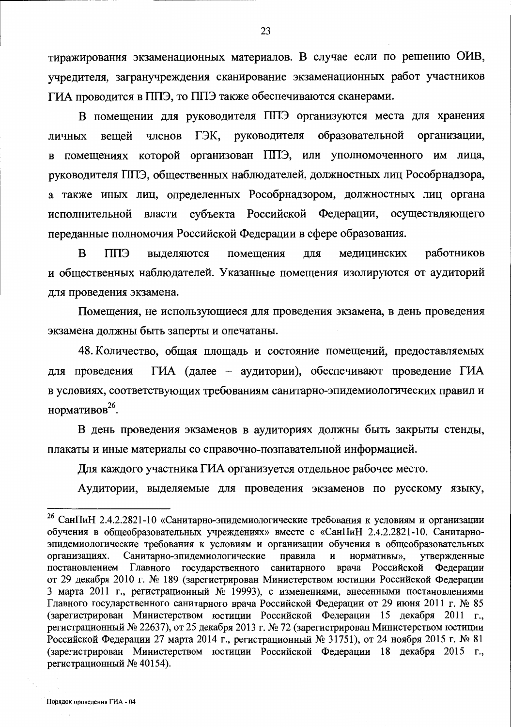тиражирования экзаменационных материалов. В случае если по решению ОИВ, учредителя, загранучреждения сканирование экзаменационных работ участников ГИА проводится в ППЭ, то ППЭ также обеспечиваются сканерами.

В помещении для руководителя ППЭ организуются места для хранения личных вещей членов ГЭК, руководителя образовательной организации, в помещениях которой организован ППЭ, или уполномоченного им лица, руководителя ППЭ, общественных наблюдателей, должностных лиц Рособрнадзора, а также иных лиц, определенных Рособрнадзором, должностных лиц органа исполнительной власти субъекта Российской Федерации, осуществляющего переданные полномочия Российской Федерации в сфере образования.

В ППЭ выделяются помещения для медицинских работников и общественных наблюдателей. Указанные помещения изолируются от аудиторий для проведения экзамена.

Помещения, не использующиеся для проведения экзамена, в день проведения экзамена должны быть заперты и опечатаны.

48. Количество, общая площадь и состояние помещений, предоставляемых для проведения ГИА (далее – аудитории), обеспечивают проведение ГИА в условиях, соответствующих требованиям санитарно-эпидемиологических правил и нормативов[26].

В день проведения экзаменов в аудиториях должны быть закрыты стенды, плакаты и иные материалы со справочно-познавательной информацией.

Для каждого участника ГИА организуется отдельное рабочее место.

Аудитории, выделяемые для проведения экзаменов по русскому языку,

---

[26] СанПиН 2.4.2.2821-10 «Санитарно-эпидемиологические требования к условиям и организации обучения в общеобразовательных учреждениях» вместе с «СанПиН 2.4.2.2821-10. Санитарно-эпидемиологические требования к условиям и организации обучения в общеобразовательных организациях. Санитарно-эпидемиологические правила и нормативы», утвержденные постановлением Главного государственного санитарного врача Российской Федерации от 29 декабря 2010 г. № 189 (зарегистрирован Министерством юстиции Российской Федерации 3 марта 2011 г., регистрационный № 19993), с изменениями, внесенными постановлениями Главного государственного санитарного врача Российской Федерации от 29 июня 2011 г. № 85 (зарегистрирован Министерством юстиции Российской Федерации 15 декабря 2011 г., регистрационный № 22637), от 25 декабря 2013 г. № 72 (зарегистрирован Министерством юстиции Российской Федерации 27 марта 2014 г., регистрационный № 31751), от 24 ноября 2015 г. № 81 (зарегистрирован Министерством юстиции Российской Федерации 18 декабря 2015 г., регистрационный № 40154).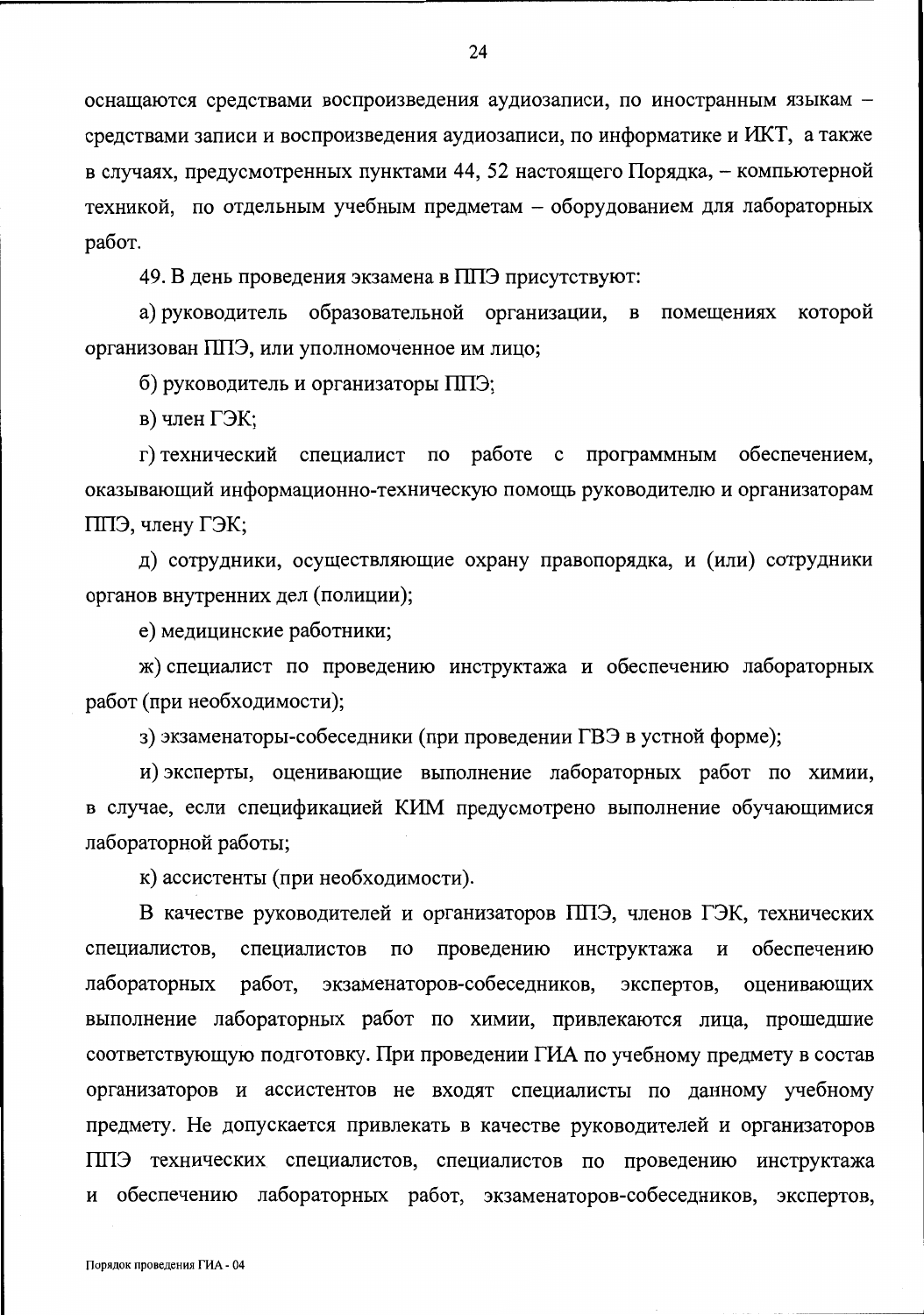оснащаются средствами воспроизведения аудиозаписи, по иностранным языкам – средствами записи и воспроизведения аудиозаписи, по информатике и ИКТ, а также в случаях, предусмотренных пунктами 44, 52 настоящего Порядка, – компьютерной техникой, по отдельным учебным предметам – оборудованием для лабораторных работ.

49. В день проведения экзамена в ППЭ присутствуют:

а) руководитель образовательной организации, в помещениях которой организован ППЭ, или уполномоченное им лицо;

б) руководитель и организаторы ППЭ;

в) член ГЭК;

г) технический специалист по работе с программным обеспечением, оказывающий информационно-техническую помощь руководителю и организаторам ППЭ, члену ГЭК;

д) сотрудники, осуществляющие охрану правопорядка, и (или) сотрудники органов внутренних дел (полиции);

е) медицинские работники;

ж) специалист по проведению инструктажа и обеспечению лабораторных работ (при необходимости);

з) экзаменаторы-собеседники (при проведении ГВЭ в устной форме);

и) эксперты, оценивающие выполнение лабораторных работ по химии, в случае, если спецификацией КИМ предусмотрено выполнение обучающимися лабораторной работы;

к) ассистенты (при необходимости).

В качестве руководителей и организаторов ППЭ, членов ГЭК, технических специалистов, специалистов по проведению инструктажа и обеспечению лабораторных работ, экзаменаторов-собеседников, экспертов, оценивающих выполнение лабораторных работ по химии, привлекаются лица, прошедшие соответствующую подготовку. При проведении ГИА по учебному предмету в состав организаторов и ассистентов не входят специалисты по данному учебному предмету. Не допускается привлекать в качестве руководителей и организаторов ППЭ технических специалистов, специалистов по проведению инструктажа и обеспечению лабораторных работ, экзаменаторов-собеседников, экспертов,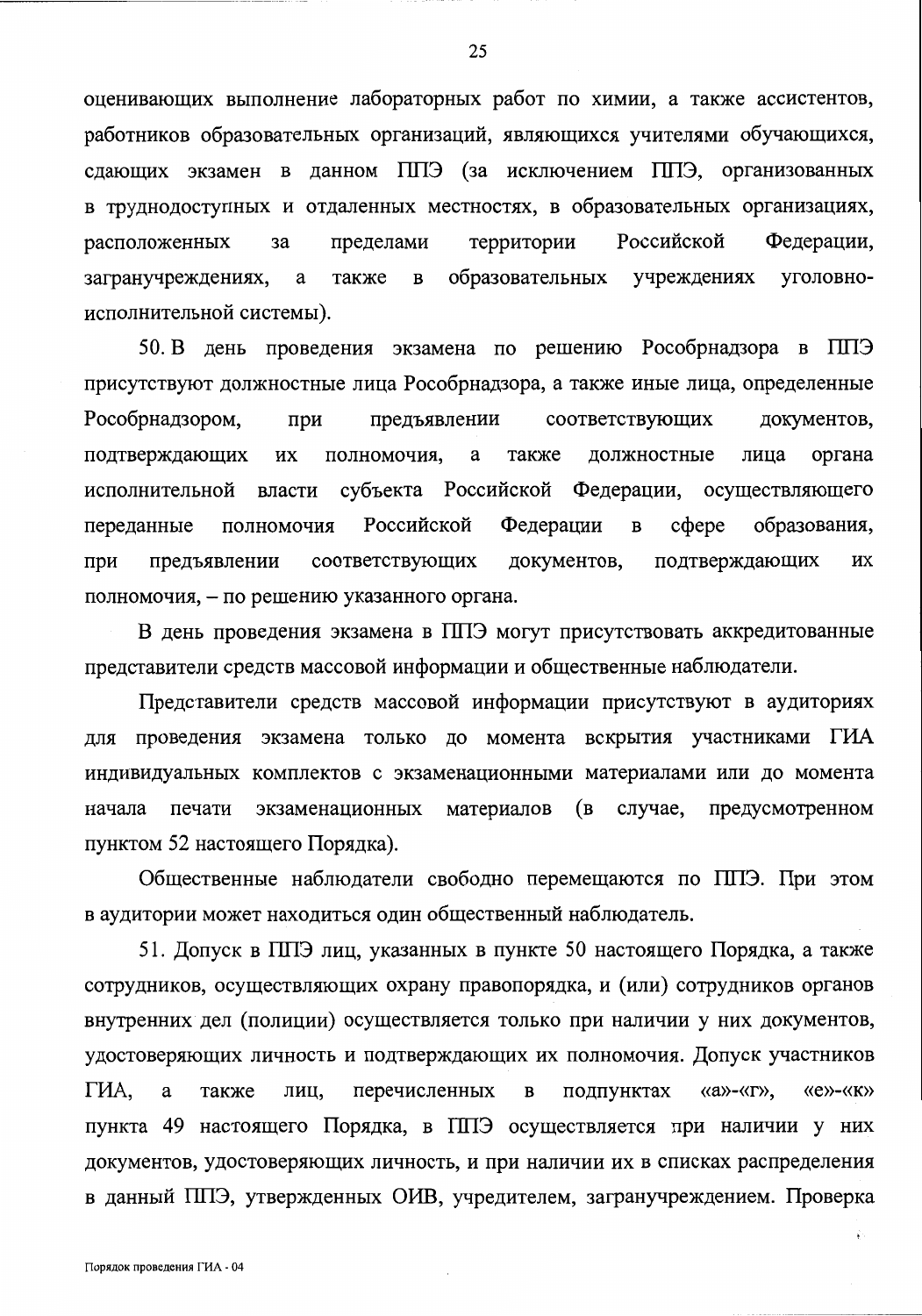оценивающих выполнение лабораторных работ по химии, а также ассистентов, работников образовательных организаций, являющихся учителями обучающихся, сдающих экзамен в данном ППЭ (за исключением ППЭ, организованных в труднодоступных и отдаленных местностях, в образовательных организациях, расположенных за пределами территории Российской Федерации, загранучреждениях, а также в образовательных учреждениях уголовно-исполнительной системы).

50. В день проведения экзамена по решению Рособрнадзора в ППЭ присутствуют должностные лица Рособрнадзора, а также иные лица, определенные Рособрнадзором, при предъявлении соответствующих документов, подтверждающих их полномочия, а также должностные лица органа исполнительной власти субъекта Российской Федерации, осуществляющего переданные полномочия Российской Федерации в сфере образования, при предъявлении соответствующих документов, подтверждающих их полномочия, – по решению указанного органа.

В день проведения экзамена в ППЭ могут присутствовать аккредитованные представители средств массовой информации и общественные наблюдатели.

Представители средств массовой информации присутствуют в аудиториях для проведения экзамена только до момента вскрытия участниками ГИА индивидуальных комплектов с экзаменационными материалами или до момента начала печати экзаменационных материалов (в случае, предусмотренном пунктом 52 настоящего Порядка).

Общественные наблюдатели свободно перемещаются по ППЭ. При этом в аудитории может находиться один общественный наблюдатель.

51. Допуск в ППЭ лиц, указанных в пункте 50 настоящего Порядка, а также сотрудников, осуществляющих охрану правопорядка, и (или) сотрудников органов внутренних дел (полиции) осуществляется только при наличии у них документов, удостоверяющих личность и подтверждающих их полномочия. Допуск участников ГИА, а также лиц, перечисленных в подпунктах «а»-«г», «е»-«к» пункта 49 настоящего Порядка, в ППЭ осуществляется при наличии у них документов, удостоверяющих личность, и при наличии их в списках распределения в данный ППЭ, утвержденных ОИВ, учредителем, загранучреждением. Проверка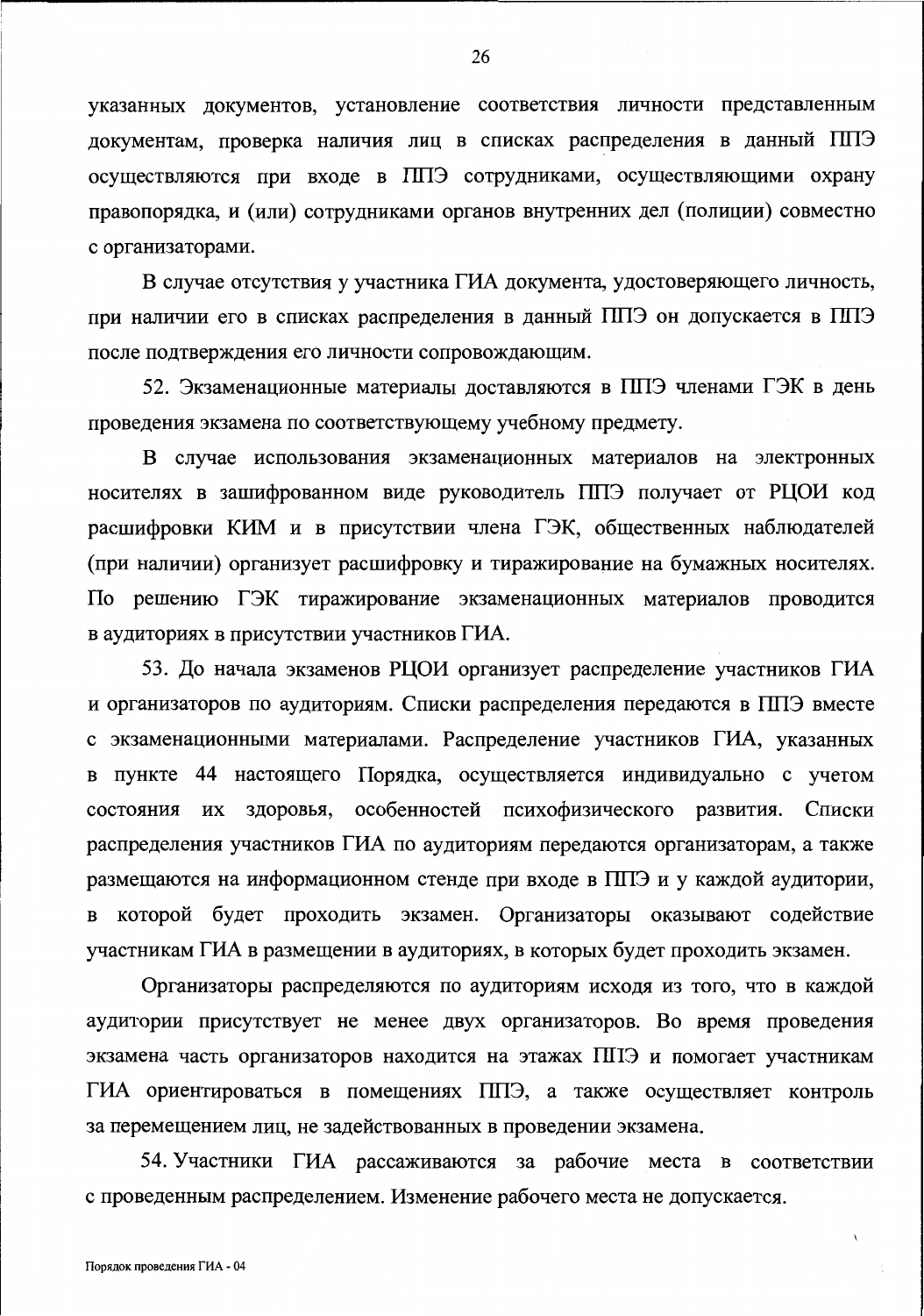указанных документов, установление соответствия личности представленным документам, проверка наличия лиц в списках распределения в данный ППЭ осуществляются при входе в ППЭ сотрудниками, осуществляющими охрану правопорядка, и (или) сотрудниками органов внутренних дел (полиции) совместно с организаторами.

В случае отсутствия у участника ГИА документа, удостоверяющего личность, при наличии его в списках распределения в данный ППЭ он допускается в ППЭ после подтверждения его личности сопровождающим.

52. Экзаменационные материалы доставляются в ППЭ членами ГЭК в день проведения экзамена по соответствующему учебному предмету.

В случае использования экзаменационных материалов на электронных носителях в зашифрованном виде руководитель ППЭ получает от РЦОИ код расшифровки КИМ и в присутствии члена ГЭК, общественных наблюдателей (при наличии) организует расшифровку и тиражирование на бумажных носителях. По решению ГЭК тиражирование экзаменационных материалов проводится в аудиториях в присутствии участников ГИА.

53. До начала экзаменов РЦОИ организует распределение участников ГИА и организаторов по аудиториям. Списки распределения передаются в ППЭ вместе с экзаменационными материалами. Распределение участников ГИА, указанных в пункте 44 настоящего Порядка, осуществляется индивидуально с учетом состояния их здоровья, особенностей психофизического развития. Списки распределения участников ГИА по аудиториям передаются организаторам, а также размещаются на информационном стенде при входе в ППЭ и у каждой аудитории, в которой будет проходить экзамен. Организаторы оказывают содействие участникам ГИА в размещении в аудиториях, в которых будет проходить экзамен.

Организаторы распределяются по аудиториям исходя из того, что в каждой аудитории присутствует не менее двух организаторов. Во время проведения экзамена часть организаторов находится на этажах ППЭ и помогает участникам ГИА ориентироваться в помещениях ППЭ, а также осуществляет контроль за перемещением лиц, не задействованных в проведении экзамена.

54. Участники ГИА рассаживаются за рабочие места в соответствии с проведенным распределением. Изменение рабочего места не допускается.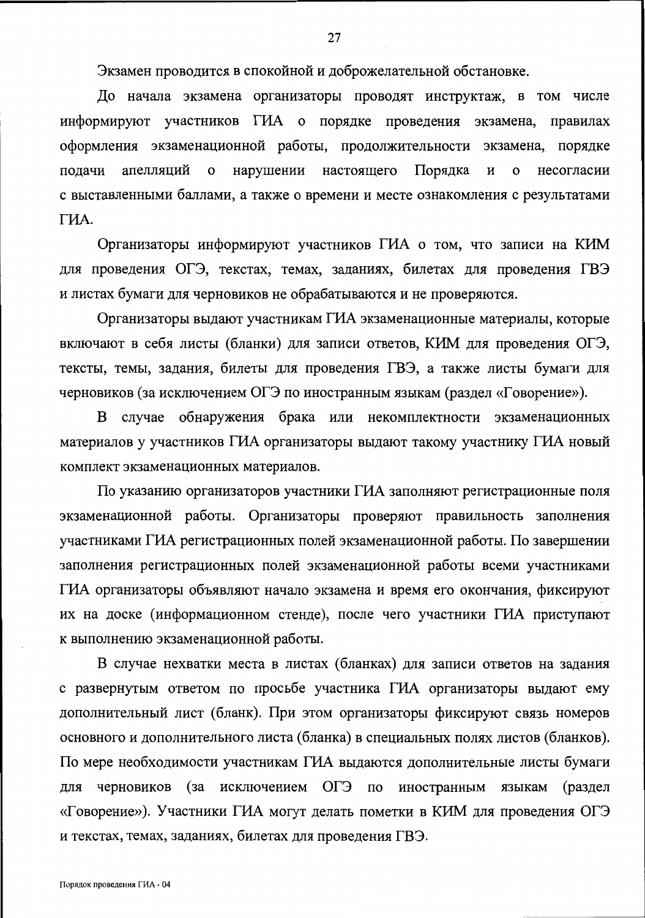Экзамен проводится в спокойной и доброжелательной обстановке.

До начала экзамена организаторы проводят инструктаж, в том числе информируют участников ГИА о порядке проведения экзамена, правилах оформления экзаменационной работы, продолжительности экзамена, порядке подачи апелляций о нарушении настоящего Порядка и о несогласии с выставленными баллами, а также о времени и месте ознакомления с результатами ГИА.

Организаторы информируют участников ГИА о том, что записи на КИМ для проведения ОГЭ, текстах, темах, заданиях, билетах для проведения ГВЭ и листах бумаги для черновиков не обрабатываются и не проверяются.

Организаторы выдают участникам ГИА экзаменационные материалы, которые включают в себя листы (бланки) для записи ответов, КИМ для проведения ОГЭ, тексты, темы, задания, билеты для проведения ГВЭ, а также листы бумаги для черновиков (за исключением ОГЭ по иностранным языкам (раздел «Говорение»).

В случае обнаружения брака или некомплектности экзаменационных материалов у участников ГИА организаторы выдают такому участнику ГИА новый комплект экзаменационных материалов.

По указанию организаторов участники ГИА заполняют регистрационные поля экзаменационной работы. Организаторы проверяют правильность заполнения участниками ГИА регистрационных полей экзаменационной работы. По завершении заполнения регистрационных полей экзаменационной работы всеми участниками ГИА организаторы объявляют начало экзамена и время его окончания, фиксируют их на доске (информационном стенде), после чего участники ГИА приступают к выполнению экзаменационной работы.

В случае нехватки места в листах (бланках) для записи ответов на задания с развернутым ответом по просьбе участника ГИА организаторы выдают ему дополнительный лист (бланк). При этом организаторы фиксируют связь номеров основного и дополнительного листа (бланка) в специальных полях листов (бланков). По мере необходимости участникам ГИА выдаются дополнительные листы бумаги для черновиков (за исключением ОГЭ по иностранным языкам (раздел «Говорение»). Участники ГИА могут делать пометки в КИМ для проведения ОГЭ и текстах, темах, заданиях, билетах для проведения ГВЭ.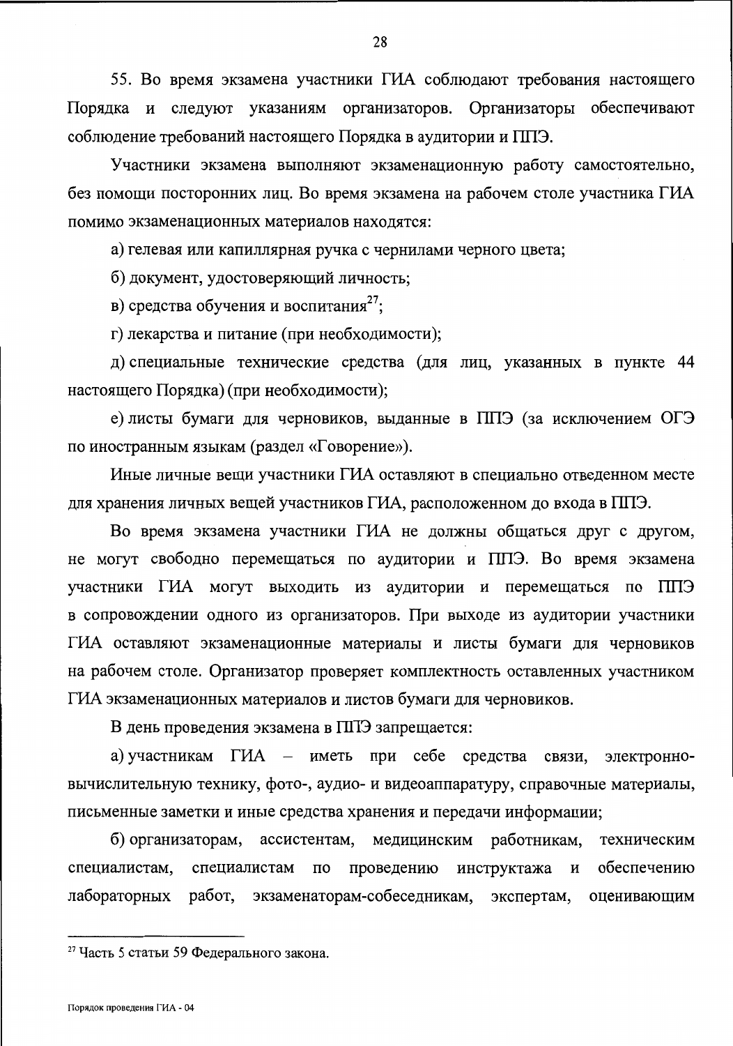55. Во время экзамена участники ГИА соблюдают требования настоящего Порядка и следуют указаниям организаторов. Организаторы обеспечивают соблюдение требований настоящего Порядка в аудитории и ППЭ.

Участники экзамена выполняют экзаменационную работу самостоятельно, без помощи посторонних лиц. Во время экзамена на рабочем столе участника ГИА помимо экзаменационных материалов находятся:

а) гелевая или капиллярная ручка с чернилами черного цвета;

б) документ, удостоверяющий личность;

в) средства обучения и воспитания[27];

г) лекарства и питание (при необходимости);

д) специальные технические средства (для лиц, указанных в пункте 44 настоящего Порядка) (при необходимости);

е) листы бумаги для черновиков, выданные в ППЭ (за исключением ОГЭ по иностранным языкам (раздел «Говорение»).

Иные личные вещи участники ГИА оставляют в специально отведенном месте для хранения личных вещей участников ГИА, расположенном до входа в ППЭ.

Во время экзамена участники ГИА не должны общаться друг с другом, не могут свободно перемещаться по аудитории и ППЭ. Во время экзамена участники ГИА могут выходить из аудитории и перемещаться по ППЭ в сопровождении одного из организаторов. При выходе из аудитории участники ГИА оставляют экзаменационные материалы и листы бумаги для черновиков на рабочем столе. Организатор проверяет комплектность оставленных участником ГИА экзаменационных материалов и листов бумаги для черновиков.

В день проведения экзамена в ППЭ запрещается:

а) участникам ГИА – иметь при себе средства связи, электронно-вычислительную технику, фото-, аудио- и видеоаппаратуру, справочные материалы, письменные заметки и иные средства хранения и передачи информации;

б) организаторам, ассистентам, медицинским работникам, техническим специалистам, специалистам по проведению инструктажа и обеспечению лабораторных работ, экзаменаторам-собеседникам, экспертам, оценивающим

---

[27] Часть 5 статьи 59 Федерального закона.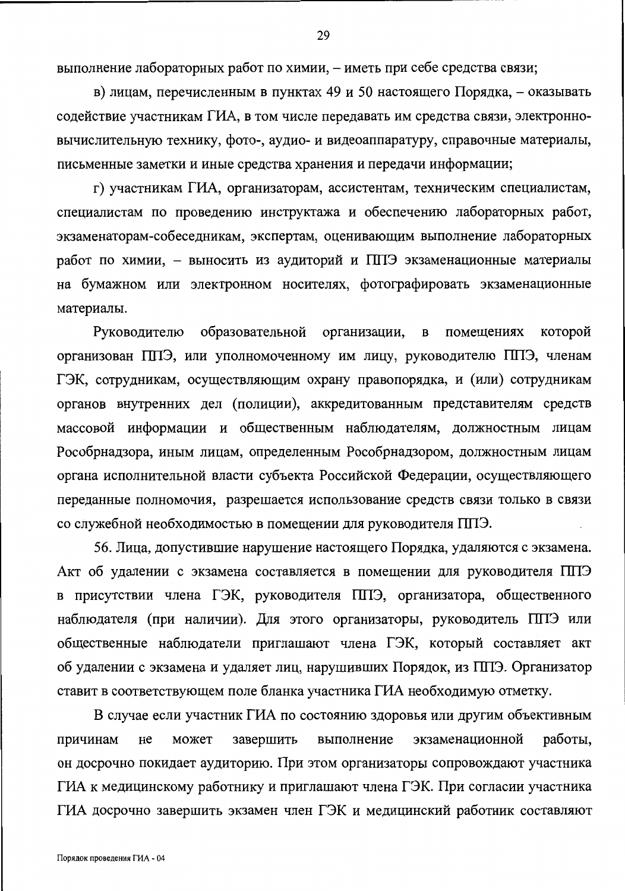выполнение лабораторных работ по химии, – иметь при себе средства связи;

в) лицам, перечисленным в пунктах 49 и 50 настоящего Порядка, – оказывать содействие участникам ГИА, в том числе передавать им средства связи, электронно-вычислительную технику, фото-, аудио- и видеоаппаратуру, справочные материалы, письменные заметки и иные средства хранения и передачи информации;

г) участникам ГИА, организаторам, ассистентам, техническим специалистам, специалистам по проведению инструктажа и обеспечению лабораторных работ, экзаменаторам-собеседникам, экспертам, оценивающим выполнение лабораторных работ по химии, – выносить из аудиторий и ППЭ экзаменационные материалы на бумажном или электронном носителях, фотографировать экзаменационные материалы.

Руководителю образовательной организации, в помещениях которой организован ППЭ, или уполномоченному им лицу, руководителю ППЭ, членам ГЭК, сотрудникам, осуществляющим охрану правопорядка, и (или) сотрудникам органов внутренних дел (полиции), аккредитованным представителям средств массовой информации и общественным наблюдателям, должностным лицам Рособрнадзора, иным лицам, определенным Рособрнадзором, должностным лицам органа исполнительной власти субъекта Российской Федерации, осуществляющего переданные полномочия, разрешается использование средств связи только в связи со служебной необходимостью в помещении для руководителя ППЭ.

56. Лица, допустившие нарушение настоящего Порядка, удаляются с экзамена. Акт об удалении с экзамена составляется в помещении для руководителя ППЭ в присутствии члена ГЭК, руководителя ППЭ, организатора, общественного наблюдателя (при наличии). Для этого организаторы, руководитель ППЭ или общественные наблюдатели приглашают члена ГЭК, который составляет акт об удалении с экзамена и удаляет лиц, нарушивших Порядок, из ППЭ. Организатор ставит в соответствующем поле бланка участника ГИА необходимую отметку.

В случае если участник ГИА по состоянию здоровья или другим объективным причинам не может завершить выполнение экзаменационной работы, он досрочно покидает аудиторию. При этом организаторы сопровождают участника ГИА к медицинскому работнику и приглашают члена ГЭК. При согласии участника ГИА досрочно завершить экзамен член ГЭК и медицинский работник составляют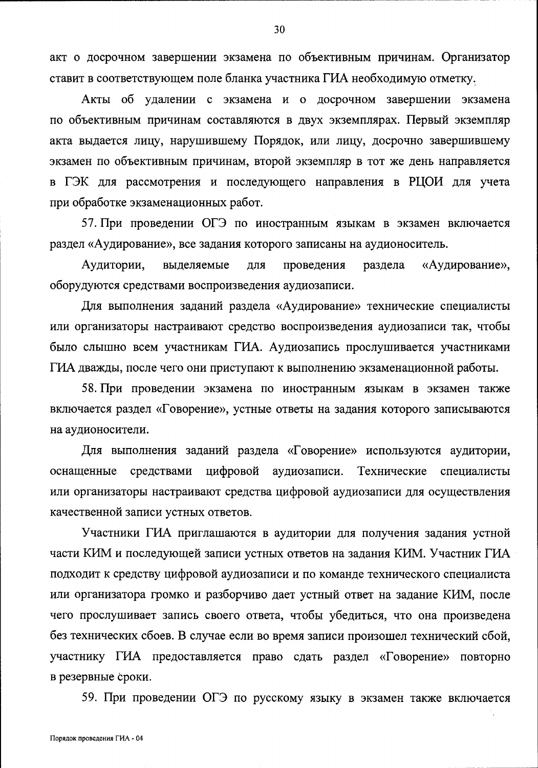акт о досрочном завершении экзамена по объективным причинам. Организатор ставит в соответствующем поле бланка участника ГИА необходимую отметку.

Акты об удалении с экзамена и о досрочном завершении экзамена по объективным причинам составляются в двух экземплярах. Первый экземпляр акта выдается лицу, нарушившему Порядок, или лицу, досрочно завершившему экзамен по объективным причинам, второй экземпляр в тот же день направляется в ГЭК для рассмотрения и последующего направления в РЦОИ для учета при обработке экзаменационных работ.

57. При проведении ОГЭ по иностранным языкам в экзамен включается раздел «Аудирование», все задания которого записаны на аудионоситель.

Аудитории, выделяемые для проведения раздела «Аудирование», оборудуются средствами воспроизведения аудиозаписи.

Для выполнения заданий раздела «Аудирование» технические специалисты или организаторы настраивают средство воспроизведения аудиозаписи так, чтобы было слышно всем участникам ГИА. Аудиозапись прослушивается участниками ГИА дважды, после чего они приступают к выполнению экзаменационной работы.

58. При проведении экзамена по иностранным языкам в экзамен также включается раздел «Говорение», устные ответы на задания которого записываются на аудионосители.

Для выполнения заданий раздела «Говорение» используются аудитории, оснащенные средствами цифровой аудиозаписи. Технические специалисты или организаторы настраивают средства цифровой аудиозаписи для осуществления качественной записи устных ответов.

Участники ГИА приглашаются в аудитории для получения задания устной части КИМ и последующей записи устных ответов на задания КИМ. Участник ГИА подходит к средству цифровой аудиозаписи и по команде технического специалиста или организатора громко и разборчиво дает устный ответ на задание КИМ, после чего прослушивает запись своего ответа, чтобы убедиться, что она произведена без технических сбоев. В случае если во время записи произошел технический сбой, участнику ГИА предоставляется право сдать раздел «Говорение» повторно в резервные сроки.

59. При проведении ОГЭ по русскому языку в экзамен также включается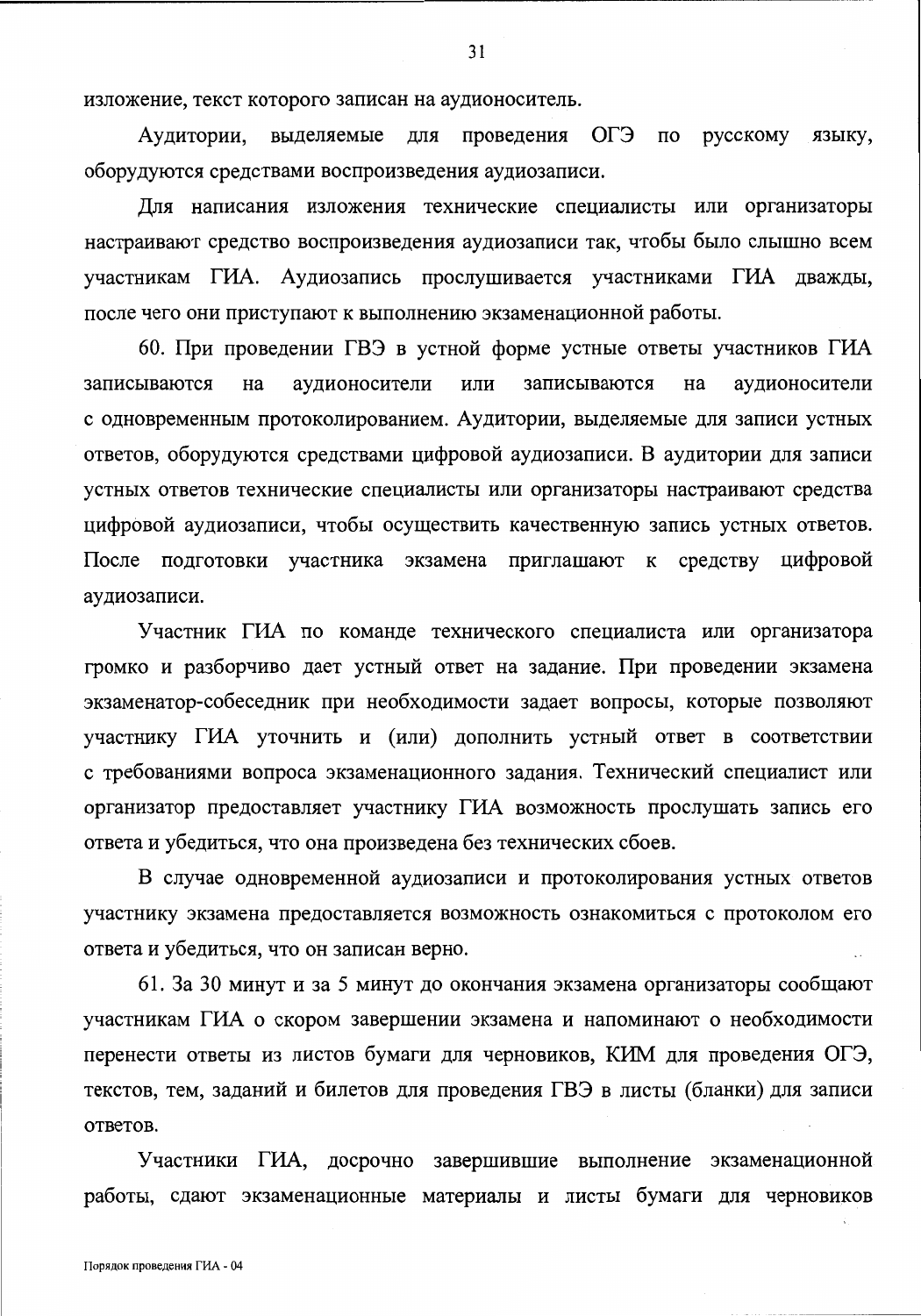изложение, текст которого записан на аудионоситель.

Аудитории, выделяемые для проведения ОГЭ по русскому языку, оборудуются средствами воспроизведения аудиозаписи.

Для написания изложения технические специалисты или организаторы настраивают средство воспроизведения аудиозаписи так, чтобы было слышно всем участникам ГИА. Аудиозапись прослушивается участниками ГИА дважды, после чего они приступают к выполнению экзаменационной работы.

60. При проведении ГВЭ в устной форме устные ответы участников ГИА записываются на аудионосители или записываются на аудионосители с одновременным протоколированием. Аудитории, выделяемые для записи устных ответов, оборудуются средствами цифровой аудиозаписи. В аудитории для записи устных ответов технические специалисты или организаторы настраивают средства цифровой аудиозаписи, чтобы осуществить качественную запись устных ответов. После подготовки участника экзамена приглашают к средству цифровой аудиозаписи.

Участник ГИА по команде технического специалиста или организатора громко и разборчиво дает устный ответ на задание. При проведении экзамена экзаменатор-собеседник при необходимости задает вопросы, которые позволяют участнику ГИА уточнить и (или) дополнить устный ответ в соответствии с требованиями вопроса экзаменационного задания. Технический специалист или организатор предоставляет участнику ГИА возможность прослушать запись его ответа и убедиться, что она произведена без технических сбоев.

В случае одновременной аудиозаписи и протоколирования устных ответов участнику экзамена предоставляется возможность ознакомиться с протоколом его ответа и убедиться, что он записан верно.

61. За 30 минут и за 5 минут до окончания экзамена организаторы сообщают участникам ГИА о скором завершении экзамена и напоминают о необходимости перенести ответы из листов бумаги для черновиков, КИМ для проведения ОГЭ, текстов, тем, заданий и билетов для проведения ГВЭ в листы (бланки) для записи ответов.

Участники ГИА, досрочно завершившие выполнение экзаменационной работы, сдают экзаменационные материалы и листы бумаги для черновиков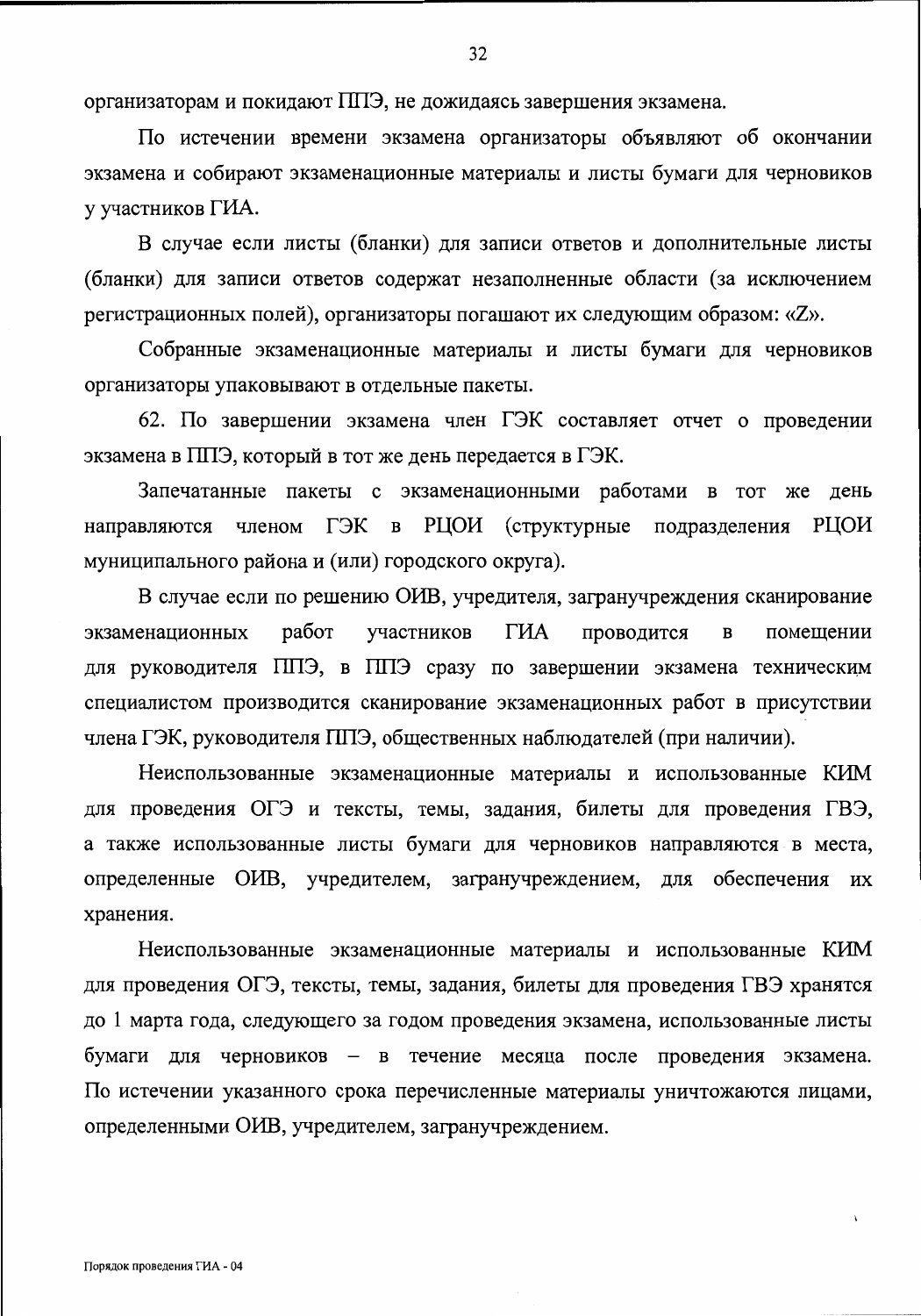организаторам и покидают ППЭ, не дожидаясь завершения экзамена.

По истечении времени экзамена организаторы объявляют об окончании экзамена и собирают экзаменационные материалы и листы бумаги для черновиков у участников ГИА.

В случае если листы (бланки) для записи ответов и дополнительные листы (бланки) для записи ответов содержат незаполненные области (за исключением регистрационных полей), организаторы погашают их следующим образом: «Z».

Собранные экзаменационные материалы и листы бумаги для черновиков организаторы упаковывают в отдельные пакеты.

62. По завершении экзамена член ГЭК составляет отчет о проведении экзамена в ППЭ, который в тот же день передается в ГЭК.

Запечатанные пакеты с экзаменационными работами в тот же день направляются членом ГЭК в РЦОИ (структурные подразделения РЦОИ муниципального района и (или) городского округа).

В случае если по решению ОИВ, учредителя, загранучреждения сканирование экзаменационных работ участников ГИА проводится в помещении для руководителя ППЭ, в ППЭ сразу по завершении экзамена техническим специалистом производится сканирование экзаменационных работ в присутствии члена ГЭК, руководителя ППЭ, общественных наблюдателей (при наличии).

Неиспользованные экзаменационные материалы и использованные КИМ для проведения ОГЭ и тексты, темы, задания, билеты для проведения ГВЭ, а также использованные листы бумаги для черновиков направляются в места, определенные ОИВ, учредителем, загранучреждением, для обеспечения их хранения.

Неиспользованные экзаменационные материалы и использованные КИМ для проведения ОГЭ, тексты, темы, задания, билеты для проведения ГВЭ хранятся до 1 марта года, следующего за годом проведения экзамена, использованные листы бумаги для черновиков – в течение месяца после проведения экзамена. По истечении указанного срока перечисленные материалы уничтожаются лицами, определенными ОИВ, учредителем, загранучреждением.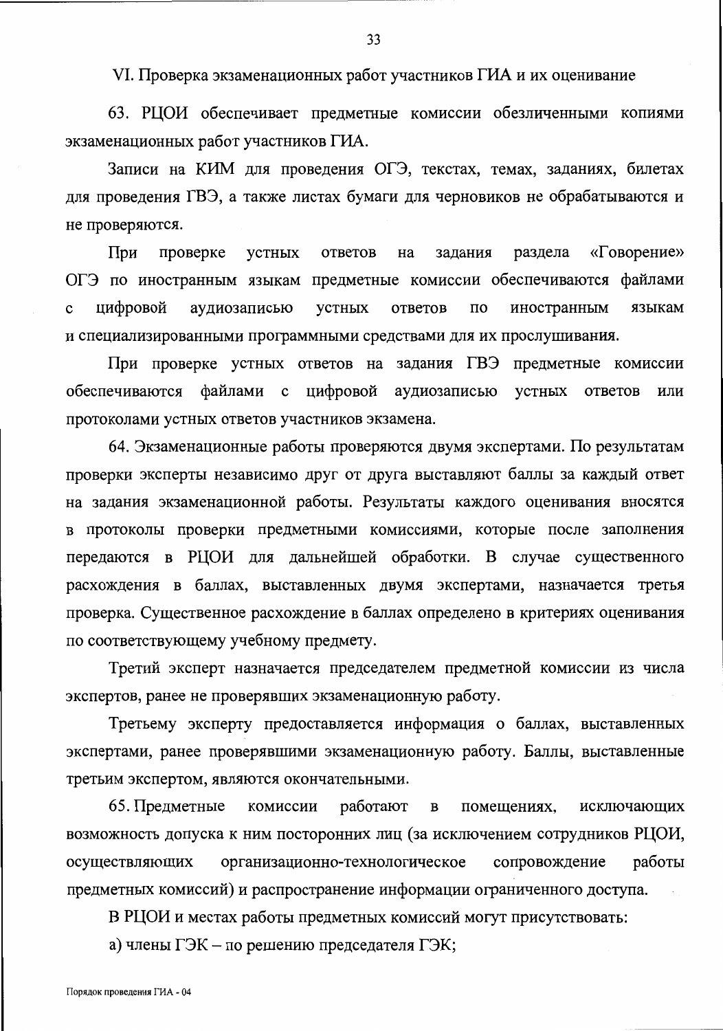## VI. Проверка экзаменационных работ участников ГИА и их оценивание

63. РЦОИ обеспечивает предметные комиссии обезличенными копиями экзаменационных работ участников ГИА.

Записи на КИМ для проведения ОГЭ, текстах, темах, заданиях, билетах для проведения ГВЭ, а также листах бумаги для черновиков не обрабатываются и не проверяются.

При проверке устных ответов на задания раздела «Говорение» ОГЭ по иностранным языкам предметные комиссии обеспечиваются файлами с цифровой аудиозаписью устных ответов по иностранным языкам и специализированными программными средствами для их прослушивания.

При проверке устных ответов на задания ГВЭ предметные комиссии обеспечиваются файлами с цифровой аудиозаписью устных ответов или протоколами устных ответов участников экзамена.

64. Экзаменационные работы проверяются двумя экспертами. По результатам проверки эксперты независимо друг от друга выставляют баллы за каждый ответ на задания экзаменационной работы. Результаты каждого оценивания вносятся в протоколы проверки предметными комиссиями, которые после заполнения передаются в РЦОИ для дальнейшей обработки. В случае существенного расхождения в баллах, выставленных двумя экспертами, назначается третья проверка. Существенное расхождение в баллах определено в критериях оценивания по соответствующему учебному предмету.

Третий эксперт назначается председателем предметной комиссии из числа экспертов, ранее не проверявших экзаменационную работу.

Третьему эксперту предоставляется информация о баллах, выставленных экспертами, ранее проверявшими экзаменационную работу. Баллы, выставленные третьим экспертом, являются окончательными.

65. Предметные комиссии работают в помещениях, исключающих возможность допуска к ним посторонних лиц (за исключением сотрудников РЦОИ, осуществляющих организационно-технологическое сопровождение работы предметных комиссий) и распространение информации ограниченного доступа.

В РЦОИ и местах работы предметных комиссий могут присутствовать:

а) члены ГЭК – по решению председателя ГЭК;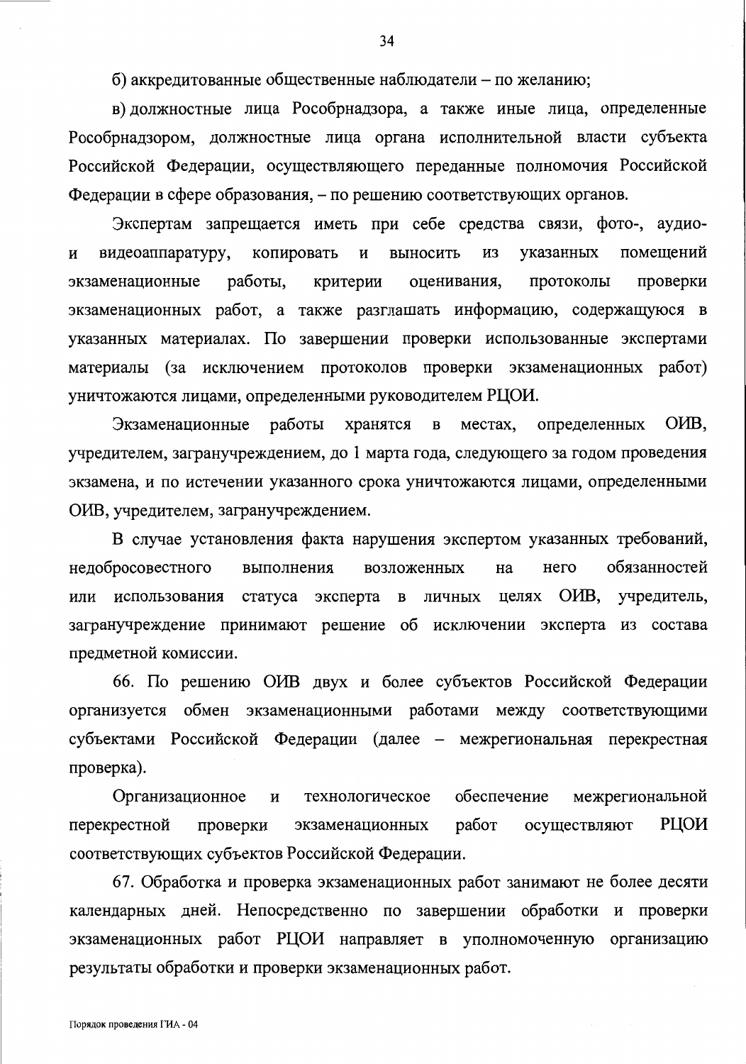б) аккредитованные общественные наблюдатели – по желанию;

в) должностные лица Рособрнадзора, а также иные лица, определенные Рособрнадзором, должностные лица органа исполнительной власти субъекта Российской Федерации, осуществляющего переданные полномочия Российской Федерации в сфере образования, – по решению соответствующих органов.

Экспертам запрещается иметь при себе средства связи, фото-, аудио- и видеоаппаратуру, копировать и выносить из указанных помещений экзаменационные работы, критерии оценивания, протоколы проверки экзаменационных работ, а также разглашать информацию, содержащуюся в указанных материалах. По завершении проверки использованные экспертами материалы (за исключением протоколов проверки экзаменационных работ) уничтожаются лицами, определенными руководителем РЦОИ.

Экзаменационные работы хранятся в местах, определенных ОИВ, учредителем, загранучреждением, до 1 марта года, следующего за годом проведения экзамена, и по истечении указанного срока уничтожаются лицами, определенными ОИВ, учредителем, загранучреждением.

В случае установления факта нарушения экспертом указанных требований, недобросовестного выполнения возложенных на него обязанностей или использования статуса эксперта в личных целях ОИВ, учредитель, загранучреждение принимают решение об исключении эксперта из состава предметной комиссии.

66. По решению ОИВ двух и более субъектов Российской Федерации организуется обмен экзаменационными работами между соответствующими субъектами Российской Федерации (далее – межрегиональная перекрестная проверка).

Организационное и технологическое обеспечение межрегиональной перекрестной проверки экзаменационных работ осуществляют РЦОИ соответствующих субъектов Российской Федерации.

67. Обработка и проверка экзаменационных работ занимают не более десяти календарных дней. Непосредственно по завершении обработки и проверки экзаменационных работ РЦОИ направляет в уполномоченную организацию результаты обработки и проверки экзаменационных работ.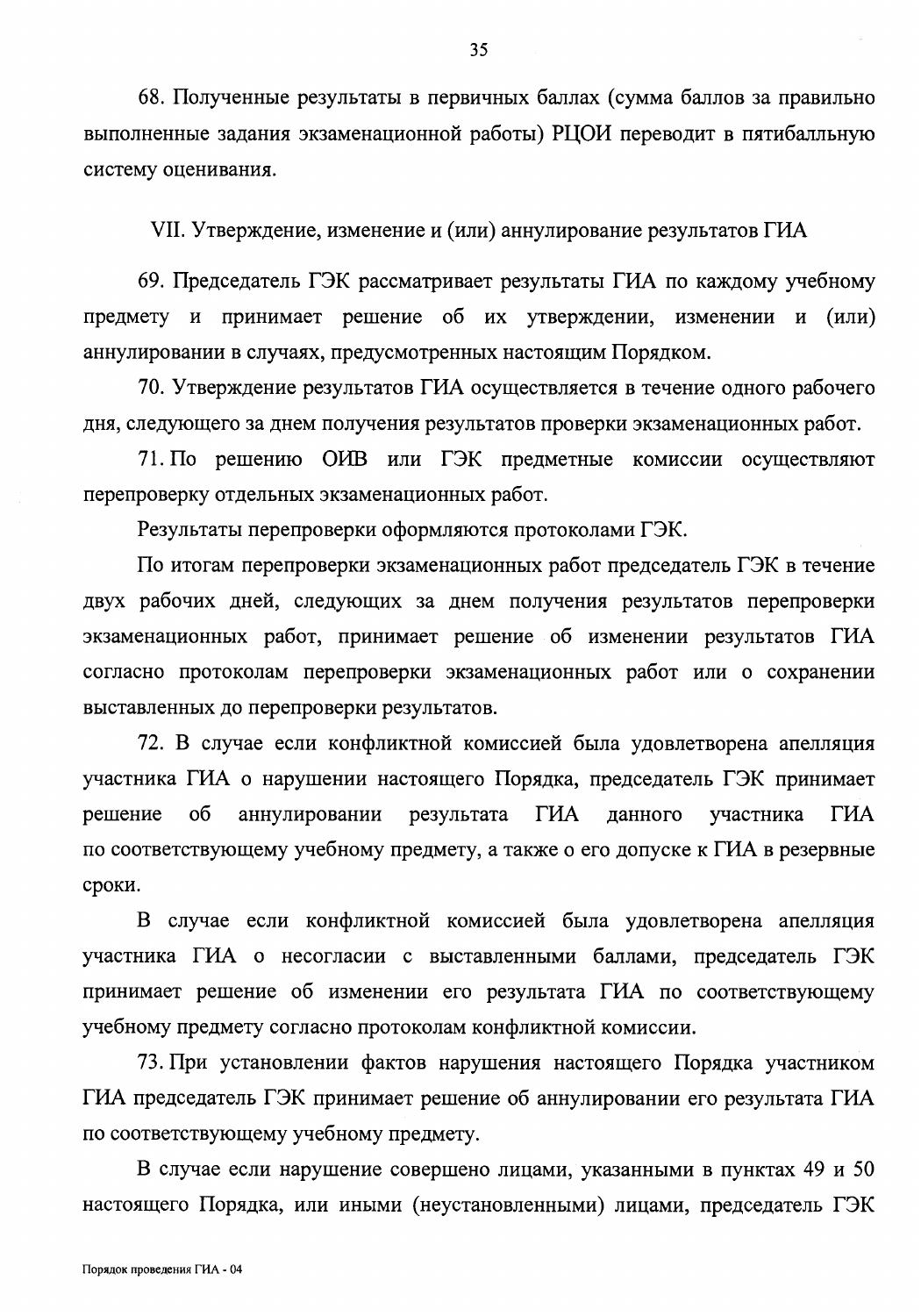68. Полученные результаты в первичных баллах (сумма баллов за правильно выполненные задания экзаменационной работы) РЦОИ переводит в пятибалльную систему оценивания.

## VII. Утверждение, изменение и (или) аннулирование результатов ГИА

69. Председатель ГЭК рассматривает результаты ГИА по каждому учебному предмету и принимает решение об их утверждении, изменении и (или) аннулировании в случаях, предусмотренных настоящим Порядком.

70. Утверждение результатов ГИА осуществляется в течение одного рабочего дня, следующего за днем получения результатов проверки экзаменационных работ.

71. По решению ОИВ или ГЭК предметные комиссии осуществляют перепроверку отдельных экзаменационных работ.

Результаты перепроверки оформляются протоколами ГЭК.

По итогам перепроверки экзаменационных работ председатель ГЭК в течение двух рабочих дней, следующих за днем получения результатов перепроверки экзаменационных работ, принимает решение об изменении результатов ГИА согласно протоколам перепроверки экзаменационных работ или о сохранении выставленных до перепроверки результатов.

72. В случае если конфликтной комиссией была удовлетворена апелляция участника ГИА о нарушении настоящего Порядка, председатель ГЭК принимает решение об аннулировании результата ГИА данного участника ГИА по соответствующему учебному предмету, а также о его допуске к ГИА в резервные сроки.

В случае если конфликтной комиссией была удовлетворена апелляция участника ГИА о несогласии с выставленными баллами, председатель ГЭК принимает решение об изменении его результата ГИА по соответствующему учебному предмету согласно протоколам конфликтной комиссии.

73. При установлении фактов нарушения настоящего Порядка участником ГИА председатель ГЭК принимает решение об аннулировании его результата ГИА по соответствующему учебному предмету.

В случае если нарушение совершено лицами, указанными в пунктах 49 и 50 настоящего Порядка, или иными (неустановленными) лицами, председатель ГЭК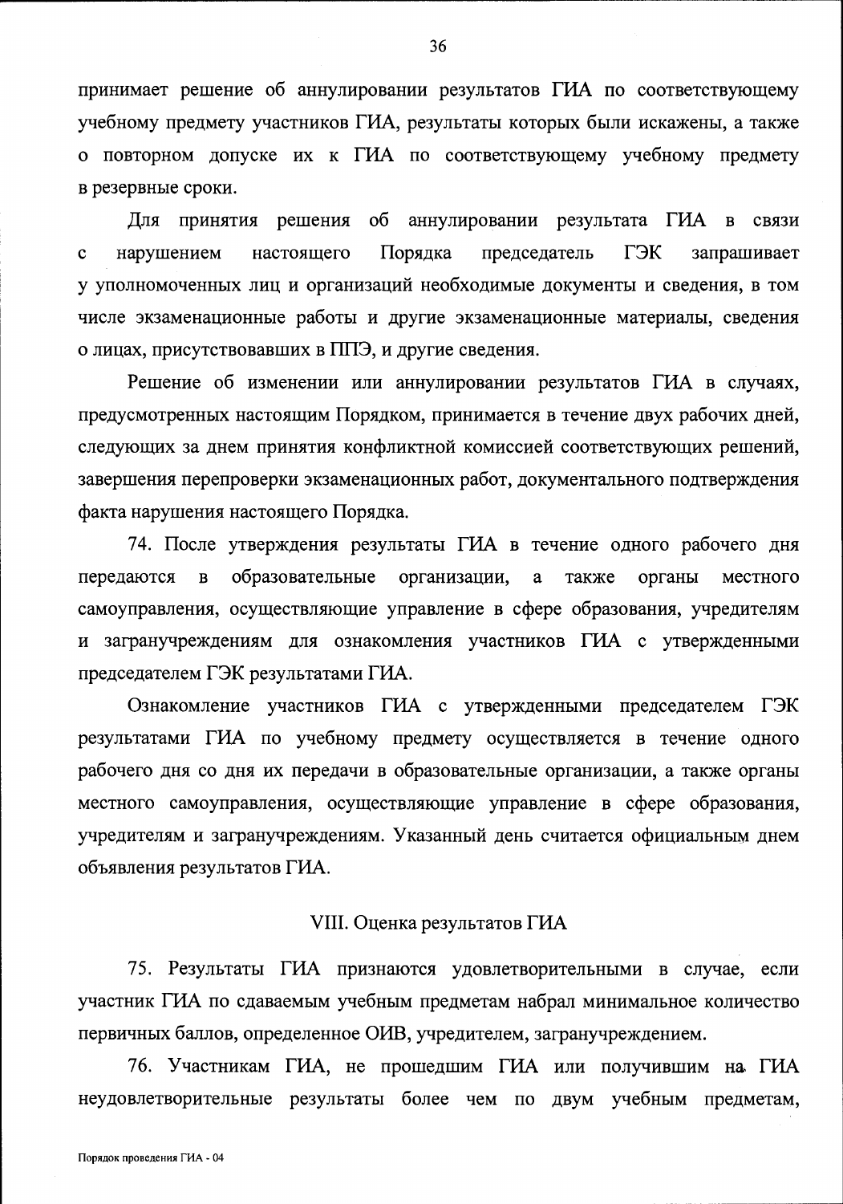принимает решение об аннулировании результатов ГИА по соответствующему учебному предмету участников ГИА, результаты которых были искажены, а также о повторном допуске их к ГИА по соответствующему учебному предмету в резервные сроки.

Для принятия решения об аннулировании результата ГИА в связи с нарушением настоящего Порядка председатель ГЭК запрашивает у уполномоченных лиц и организаций необходимые документы и сведения, в том числе экзаменационные работы и другие экзаменационные материалы, сведения о лицах, присутствовавших в ППЭ, и другие сведения.

Решение об изменении или аннулировании результатов ГИА в случаях, предусмотренных настоящим Порядком, принимается в течение двух рабочих дней, следующих за днем принятия конфликтной комиссией соответствующих решений, завершения перепроверки экзаменационных работ, документального подтверждения факта нарушения настоящего Порядка.

74. После утверждения результаты ГИА в течение одного рабочего дня передаются в образовательные организации, а также органы местного самоуправления, осуществляющие управление в сфере образования, учредителям и загранучреждениям для ознакомления участников ГИА с утвержденными председателем ГЭК результатами ГИА.

Ознакомление участников ГИА с утвержденными председателем ГЭК результатами ГИА по учебному предмету осуществляется в течение одного рабочего дня со дня их передачи в образовательные организации, а также органы местного самоуправления, осуществляющие управление в сфере образования, учредителям и загранучреждениям. Указанный день считается официальным днем объявления результатов ГИА.

## VIII. Оценка результатов ГИА

75. Результаты ГИА признаются удовлетворительными в случае, если участник ГИА по сдаваемым учебным предметам набрал минимальное количество первичных баллов, определенное ОИВ, учредителем, загранучреждением.

76. Участникам ГИА, не прошедшим ГИА или получившим на ГИА неудовлетворительные результаты более чем по двум учебным предметам,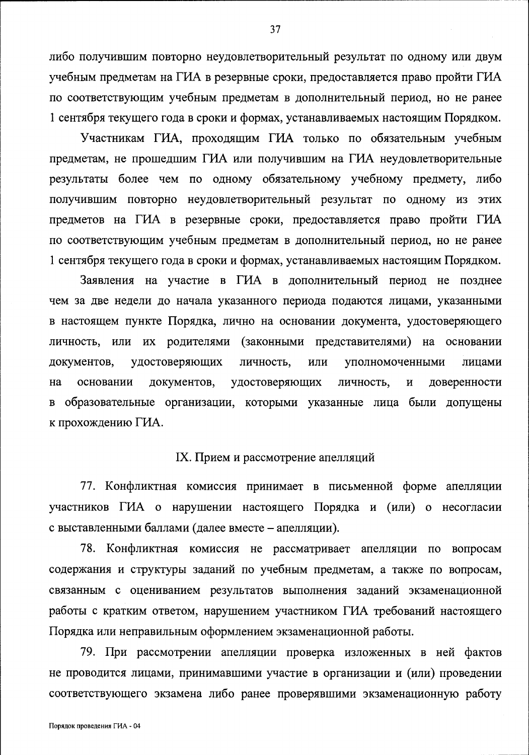либо получившим повторно неудовлетворительный результат по одному или двум учебным предметам на ГИА в резервные сроки, предоставляется право пройти ГИА по соответствующим учебным предметам в дополнительный период, но не ранее 1 сентября текущего года в сроки и формах, устанавливаемых настоящим Порядком.

Участникам ГИА, проходящим ГИА только по обязательным учебным предметам, не прошедшим ГИА или получившим на ГИА неудовлетворительные результаты более чем по одному обязательному учебному предмету, либо получившим повторно неудовлетворительный результат по одному из этих предметов на ГИА в резервные сроки, предоставляется право пройти ГИА по соответствующим учебным предметам в дополнительный период, но не ранее 1 сентября текущего года в сроки и формах, устанавливаемых настоящим Порядком.

Заявления на участие в ГИА в дополнительный период не позднее чем за две недели до начала указанного периода подаются лицами, указанными в настоящем пункте Порядка, лично на основании документа, удостоверяющего личность, или их родителями (законными представителями) на основании документов, удостоверяющих личность, или уполномоченными лицами на основании документов, удостоверяющих личность, и доверенности в образовательные организации, которыми указанные лица были допущены к прохождению ГИА.

## IX. Прием и рассмотрение апелляций

77. Конфликтная комиссия принимает в письменной форме апелляции участников ГИА о нарушении настоящего Порядка и (или) о несогласии с выставленными баллами (далее вместе – апелляции).

78. Конфликтная комиссия не рассматривает апелляции по вопросам содержания и структуры заданий по учебным предметам, а также по вопросам, связанным с оцениванием результатов выполнения заданий экзаменационной работы с кратким ответом, нарушением участником ГИА требований настоящего Порядка или неправильным оформлением экзаменационной работы.

79. При рассмотрении апелляции проверка изложенных в ней фактов не проводится лицами, принимавшими участие в организации и (или) проведении соответствующего экзамена либо ранее проверявшими экзаменационную работу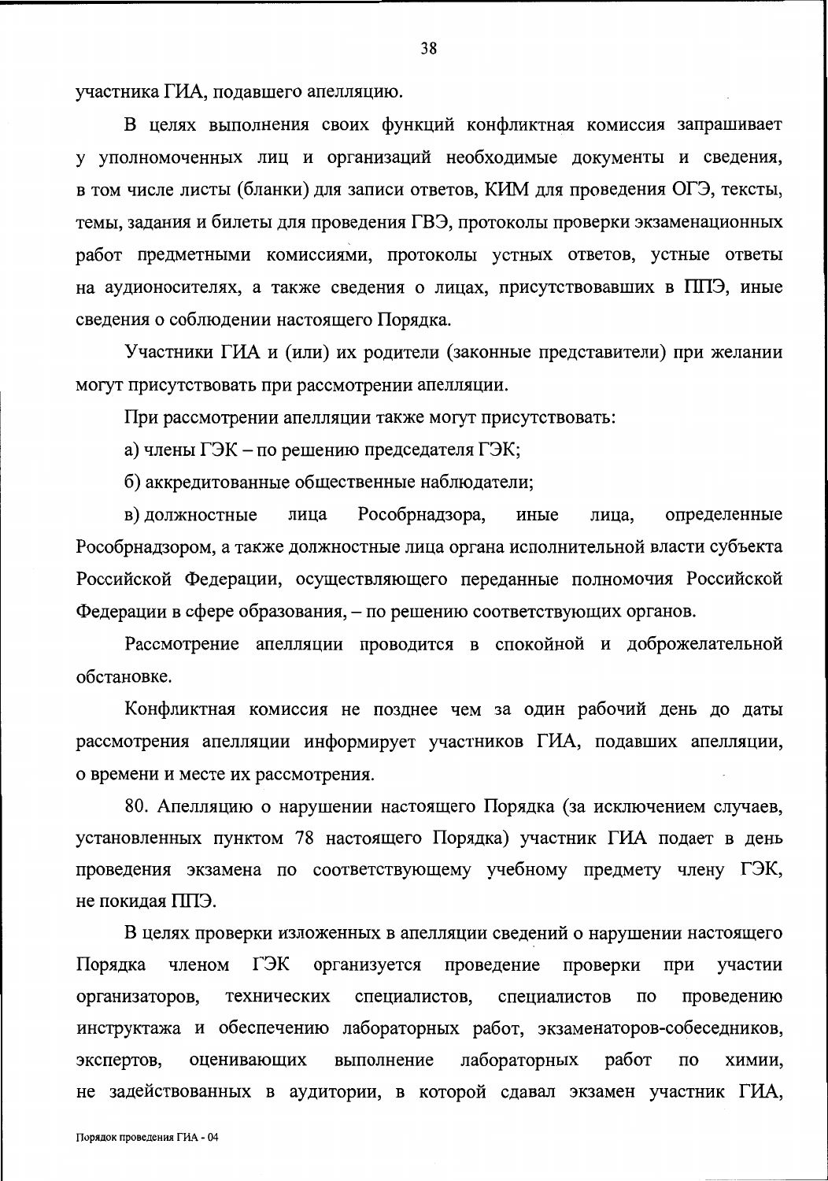участника ГИА, подавшего апелляцию.

В целях выполнения своих функций конфликтная комиссия запрашивает у уполномоченных лиц и организаций необходимые документы и сведения, в том числе листы (бланки) для записи ответов, КИМ для проведения ОГЭ, тексты, темы, задания и билеты для проведения ГВЭ, протоколы проверки экзаменационных работ предметными комиссиями, протоколы устных ответов, устные ответы на аудионосителях, а также сведения о лицах, присутствовавших в ППЭ, иные сведения о соблюдении настоящего Порядка.

Участники ГИА и (или) их родители (законные представители) при желании могут присутствовать при рассмотрении апелляции.

При рассмотрении апелляции также могут присутствовать:

а) члены ГЭК – по решению председателя ГЭК;

б) аккредитованные общественные наблюдатели;

в) должностные лица Рособрнадзора, иные лица, определенные Рособрнадзором, а также должностные лица органа исполнительной власти субъекта Российской Федерации, осуществляющего переданные полномочия Российской Федерации в сфере образования, – по решению соответствующих органов.

Рассмотрение апелляции проводится в спокойной и доброжелательной обстановке.

Конфликтная комиссия не позднее чем за один рабочий день до даты рассмотрения апелляции информирует участников ГИА, подавших апелляции, о времени и месте их рассмотрения.

80. Апелляцию о нарушении настоящего Порядка (за исключением случаев, установленных пунктом 78 настоящего Порядка) участник ГИА подает в день проведения экзамена по соответствующему учебному предмету члену ГЭК, не покидая ППЭ.

В целях проверки изложенных в апелляции сведений о нарушении настоящего Порядка членом ГЭК организуется проведение проверки при участии организаторов, технических специалистов, специалистов по проведению инструктажа и обеспечению лабораторных работ, экзаменаторов-собеседников, экспертов, оценивающих выполнение лабораторных работ по химии, не задействованных в аудитории, в которой сдавал экзамен участник ГИА,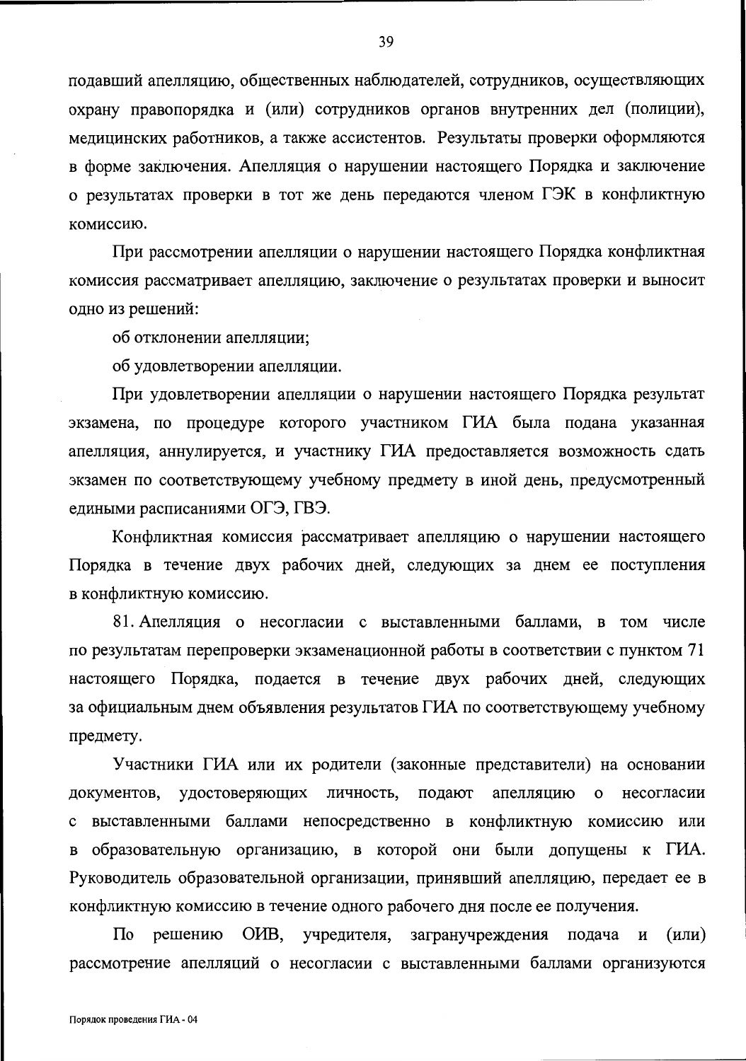подавший апелляцию, общественных наблюдателей, сотрудников, осуществляющих охрану правопорядка и (или) сотрудников органов внутренних дел (полиции), медицинских работников, а также ассистентов. Результаты проверки оформляются в форме заключения. Апелляция о нарушении настоящего Порядка и заключение о результатах проверки в тот же день передаются членом ГЭК в конфликтную комиссию.

При рассмотрении апелляции о нарушении настоящего Порядка конфликтная комиссия рассматривает апелляцию, заключение о результатах проверки и выносит одно из решений:

об отклонении апелляции;

об удовлетворении апелляции.

При удовлетворении апелляции о нарушении настоящего Порядка результат экзамена, по процедуре которого участником ГИА была подана указанная апелляция, аннулируется, и участнику ГИА предоставляется возможность сдать экзамен по соответствующему учебному предмету в иной день, предусмотренный едиными расписаниями ОГЭ, ГВЭ.

Конфликтная комиссия рассматривает апелляцию о нарушении настоящего Порядка в течение двух рабочих дней, следующих за днем ее поступления в конфликтную комиссию.

81. Апелляция о несогласии с выставленными баллами, в том числе по результатам перепроверки экзаменационной работы в соответствии с пунктом 71 настоящего Порядка, подается в течение двух рабочих дней, следующих за официальным днем объявления результатов ГИА по соответствующему учебному предмету.

Участники ГИА или их родители (законные представители) на основании документов, удостоверяющих личность, подают апелляцию о несогласии с выставленными баллами непосредственно в конфликтную комиссию или в образовательную организацию, в которой они были допущены к ГИА. Руководитель образовательной организации, принявший апелляцию, передает ее в конфликтную комиссию в течение одного рабочего дня после ее получения.

По решению ОИВ, учредителя, загранучреждения подача и (или) рассмотрение апелляций о несогласии с выставленными баллами организуются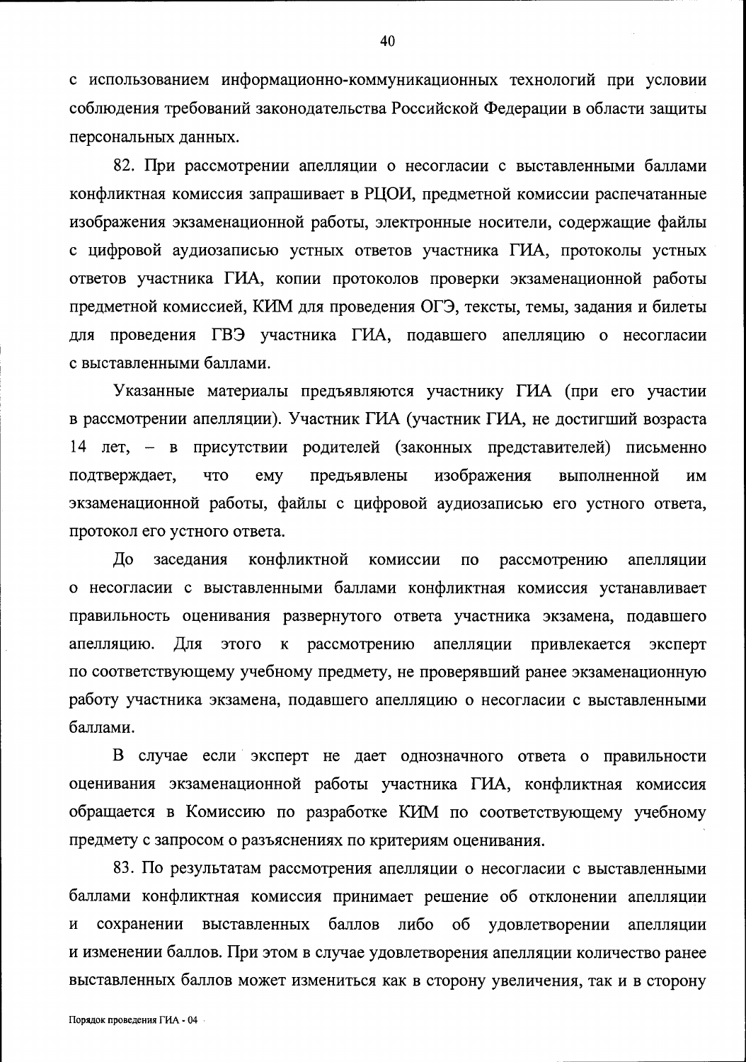с использованием информационно-коммуникационных технологий при условии соблюдения требований законодательства Российской Федерации в области защиты персональных данных.

82. При рассмотрении апелляции о несогласии с выставленными баллами конфликтная комиссия запрашивает в РЦОИ, предметной комиссии распечатанные изображения экзаменационной работы, электронные носители, содержащие файлы с цифровой аудиозаписью устных ответов участника ГИА, протоколы устных ответов участника ГИА, копии протоколов проверки экзаменационной работы предметной комиссией, КИМ для проведения ОГЭ, тексты, темы, задания и билеты для проведения ГВЭ участника ГИА, подавшего апелляцию о несогласии с выставленными баллами.

Указанные материалы предъявляются участнику ГИА (при его участии в рассмотрении апелляции). Участник ГИА (участник ГИА, не достигший возраста 14 лет, – в присутствии родителей (законных представителей) письменно подтверждает, что ему предъявлены изображения выполненной им экзаменационной работы, файлы с цифровой аудиозаписью его устного ответа, протокол его устного ответа.

До заседания конфликтной комиссии по рассмотрению апелляции о несогласии с выставленными баллами конфликтная комиссия устанавливает правильность оценивания развернутого ответа участника экзамена, подавшего апелляцию. Для этого к рассмотрению апелляции привлекается эксперт по соответствующему учебному предмету, не проверявший ранее экзаменационную работу участника экзамена, подавшего апелляцию о несогласии с выставленными баллами.

В случае если эксперт не дает однозначного ответа о правильности оценивания экзаменационной работы участника ГИА, конфликтная комиссия обращается в Комиссию по разработке КИМ по соответствующему учебному предмету с запросом о разъяснениях по критериям оценивания.

83. По результатам рассмотрения апелляции о несогласии с выставленными баллами конфликтная комиссия принимает решение об отклонении апелляции и сохранении выставленных баллов либо об удовлетворении апелляции и изменении баллов. При этом в случае удовлетворения апелляции количество ранее выставленных баллов может измениться как в сторону увеличения, так и в сторону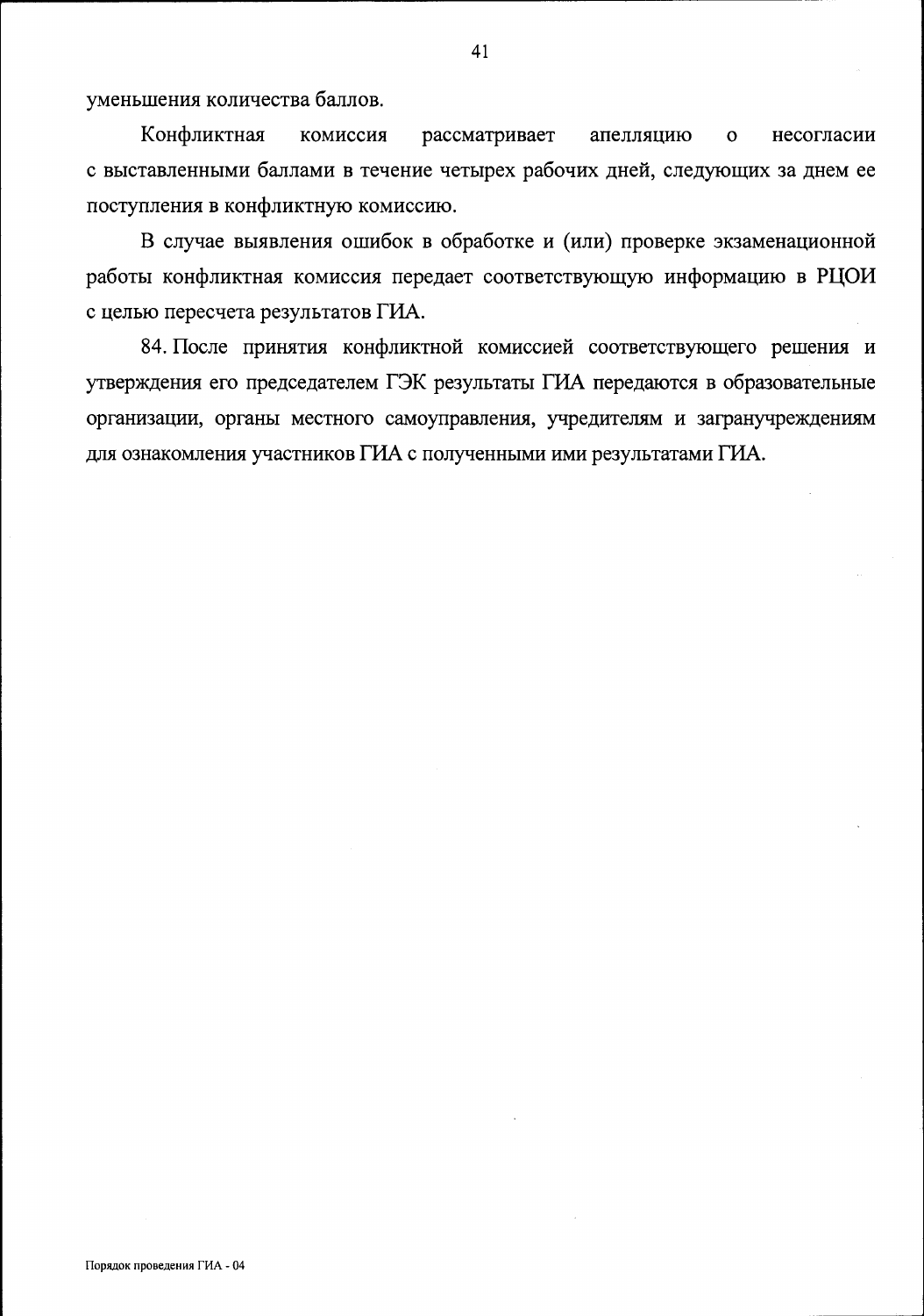уменьшения количества баллов.

Конфликтная комиссия рассматривает апелляцию о несогласии с выставленными баллами в течение четырех рабочих дней, следующих за днем ее поступления в конфликтную комиссию.

В случае выявления ошибок в обработке и (или) проверке экзаменационной работы конфликтная комиссия передает соответствующую информацию в РЦОИ с целью пересчета результатов ГИА.

84. После принятия конфликтной комиссией соответствующего решения и утверждения его председателем ГЭК результаты ГИА передаются в образовательные организации, органы местного самоуправления, учредителям и загранучреждениям для ознакомления участников ГИА с полученными ими результатами ГИА.